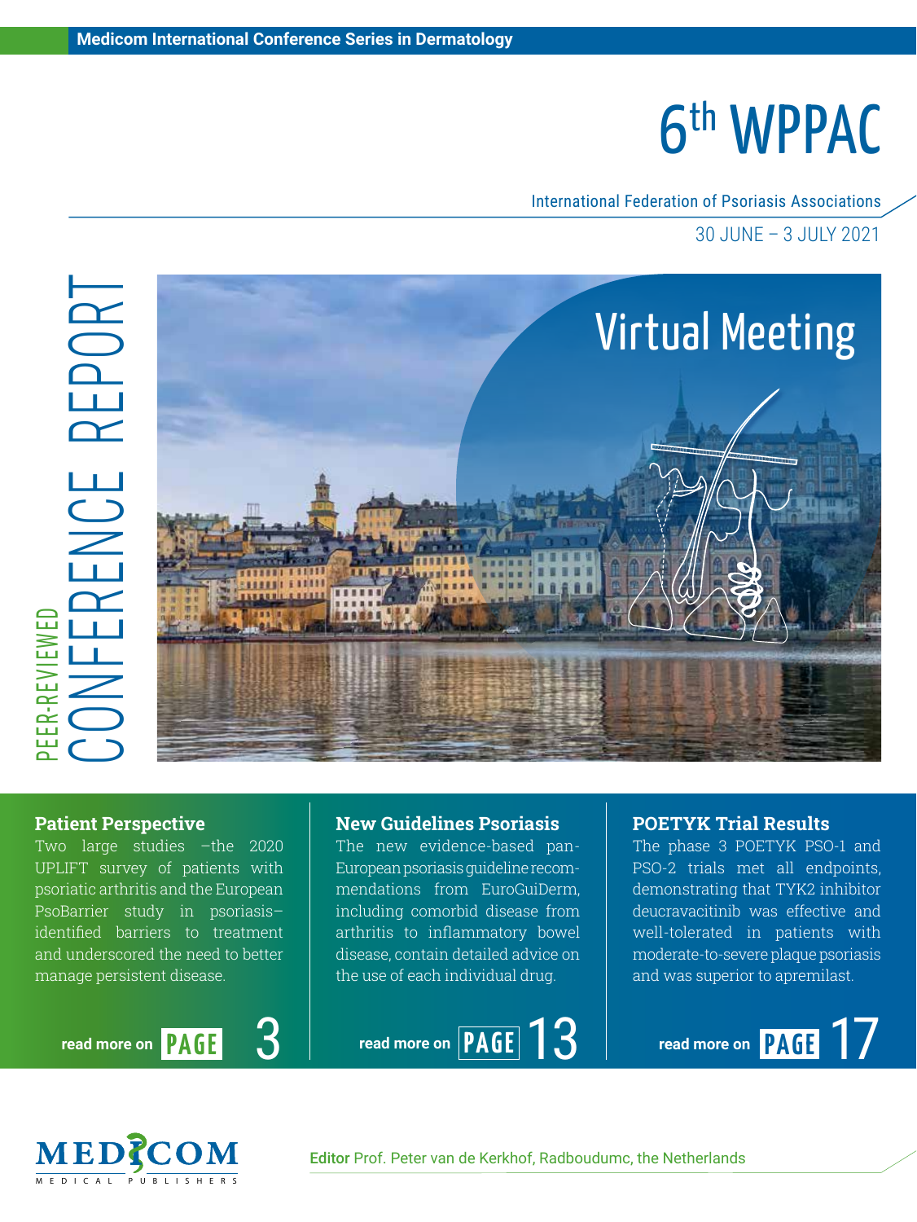Medicom International Conference Series in Dermatology

# 6th WPPAC

International Federation of Psoriasis Associations

30 JUNE – 3 JULY 2021

PEER-REVIEWED CONFERENCE REPORT

Virtual Meeting

### Patient Perspective

Two large studies –the 2020 UPLIFT survey of patients with psoriatic arthritis and the European PsoBarrier study in psoriasis–identified barriers to treatment and underscored the need to better manage persistent disease.

read more on PAGE 3

### New Guidelines Psoriasis

The new evidence-based pan-European psoriasis guideline recommendations from EuroGuiDerm, including comorbid disease from arthritis to inflammatory bowel disease, contain detailed advice on the use of each individual drug.

read more on PAGE 13

### POETYK Trial Results

The phase 3 POETYK PSO-1 and PSO-2 trials met all endpoints, demonstrating that TYK2 inhibitor deucravacitinib was effective and well-tolerated in patients with moderate-to-severe plaque psoriasis and was superior to apremilast.

read more on PAGE 17

MEDICOM MEDICAL PUBLISHERS

**Editor** Prof. Peter van de Kerkhof, Radboudumc, the Netherlands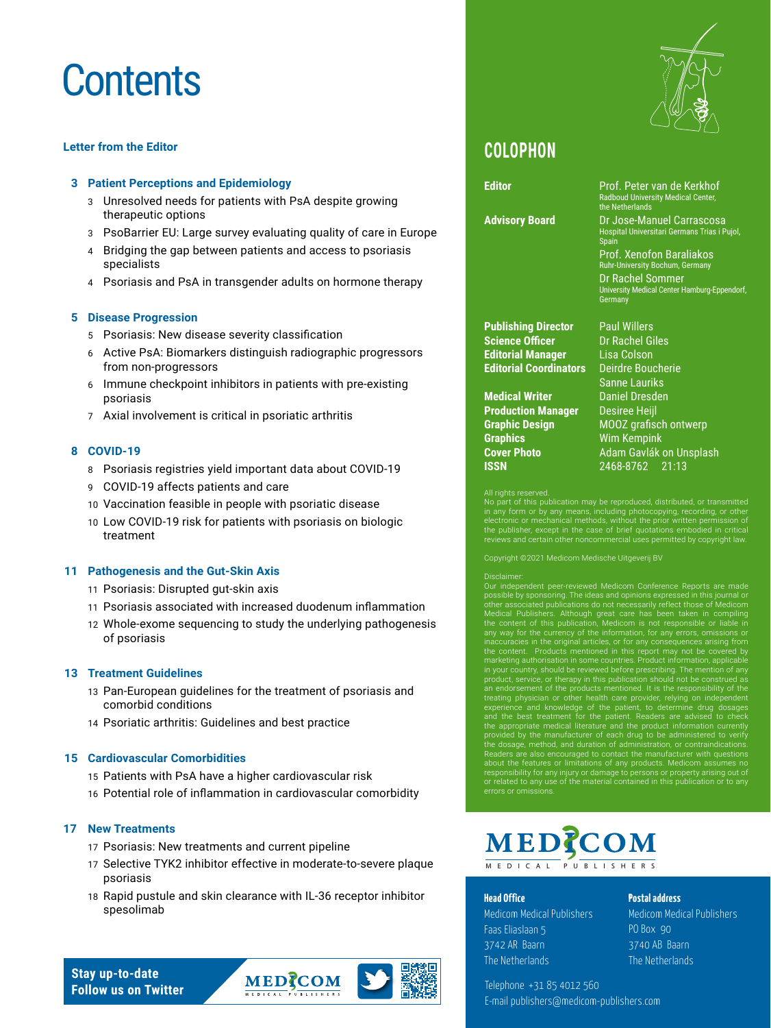# Contents

**Letter from the Editor**

**3 Patient Perceptions and Epidemiology**

- 3 Unresolved needs for patients with PsA despite growing therapeutic options
- 3 PsoBarrier EU: Large survey evaluating quality of care in Europe
- 4 Bridging the gap between patients and access to psoriasis specialists
- 4 Psoriasis and PsA in transgender adults on hormone therapy

**5 Disease Progression**

- 5 Psoriasis: New disease severity classification
- 6 Active PsA: Biomarkers distinguish radiographic progressors from non-progressors
- 6 Immune checkpoint inhibitors in patients with pre-existing psoriasis
- 7 Axial involvement is critical in psoriatic arthritis

**8 COVID-19**

- 8 Psoriasis registries yield important data about COVID-19
- 9 COVID-19 affects patients and care
- 10 Vaccination feasible in people with psoriatic disease
- 10 Low COVID-19 risk for patients with psoriasis on biologic treatment

**11 Pathogenesis and the Gut-Skin Axis**

- 11 Psoriasis: Disrupted gut-skin axis
- 11 Psoriasis associated with increased duodenum inflammation
- 12 Whole-exome sequencing to study the underlying pathogenesis of psoriasis

**13 Treatment Guidelines**

- 13 Pan-European guidelines for the treatment of psoriasis and comorbid conditions
- 14 Psoriatic arthritis: Guidelines and best practice

**15 Cardiovascular Comorbidities**

- 15 Patients with PsA have a higher cardiovascular risk
- 16 Potential role of inflammation in cardiovascular comorbidity

**17 New Treatments**

- 17 Psoriasis: New treatments and current pipeline
- 17 Selective TYK2 inhibitor effective in moderate-to-severe plaque psoriasis
- 18 Rapid pustule and skin clearance with IL-36 receptor inhibitor spesolimab

**Stay up-to-date**
**Follow us on Twitter**

## COLOPHON

| | |
|---|---|
| **Editor** | Prof. Peter van de Kerkhof<br>Radboud University Medical Center, the Netherlands |
| **Advisory Board** | Dr Jose-Manuel Carrascosa<br>Hospital Universitari Germans Trias i Pujol, Spain<br>Prof. Xenofon Baraliakos<br>Ruhr-University Bochum, Germany<br>Dr Rachel Sommer<br>University Medical Center Hamburg-Eppendorf, Germany |
| **Publishing Director** | Paul Willers |
| **Science Officer** | Dr Rachel Giles |
| **Editorial Manager** | Lisa Colson |
| **Editorial Coordinators** | Deirdre Boucherie<br>Sanne Lauriks |
| **Medical Writer** | Daniel Dresden |
| **Production Manager** | Desiree Heijl |
| **Graphic Design** | MOOZ grafisch ontwerp |
| **Graphics** | Wim Kempink |
| **Cover Photo** | Adam Gavlák on Unsplash |
| **ISSN** | 2468-8762 21:13 |

All rights reserved.
No part of this publication may be reproduced, distributed, or transmitted in any form or by any means, including photocopying, recording, or other electronic or mechanical methods, without the prior written permission of the publisher, except in the case of brief quotations embodied in critical reviews and certain other noncommercial uses permitted by copyright law.

Copyright ©2021 Medicom Medische Uitgeverij BV

Disclaimer:
Our independent peer-reviewed Medicom Conference Reports are made possible by sponsoring. The ideas and opinions expressed in this journal or other associated publications do not necessarily reflect those of Medicom Medical Publishers. Although great care has been taken in compiling the content of this publication, Medicom is not responsible or liable in any way for the currency of the information, for any errors, omissions or inaccuracies in the original articles, or for any consequences arising from the content. Products mentioned in this report may not be covered by marketing authorisation in some countries. Product information, applicable in your country, should be reviewed before prescribing. The mention of any product, service, or therapy in this publication should not be construed as an endorsement of the products mentioned. It is the responsibility of the treating physician or other health care provider, relying on independent experience and knowledge of the patient, to determine drug dosages and the best treatment for the patient. Readers are advised to check the appropriate medical literature and the product information currently provided by the manufacturer of each drug to be administered to verify the dosage, method, and duration of administration, or contraindications. Readers are also encouraged to contact the manufacturer with questions about the features or limitations of any products. Medicom assumes no responsibility for any injury or damage to persons or property arising out of or related to any use of the material contained in this publication or to any errors or omissions.

MEDICOM MEDICAL PUBLISHERS

**Head Office**
Medicom Medical Publishers
Faas Eliaslaan 5
3742 AR Baarn
The Netherlands

**Postal address**
Medicom Medical Publishers
PO Box 90
3740 AB Baarn
The Netherlands

Telephone +31 85 4012 560
E-mail publishers@medicom-publishers.com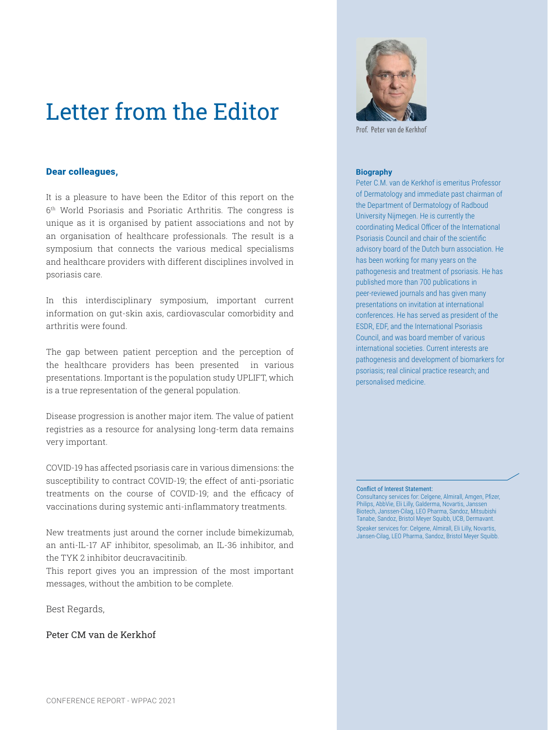# Letter from the Editor

**Dear colleagues,**

It is a pleasure to have been the Editor of this report on the 6th World Psoriasis and Psoriatic Arthritis. The congress is unique as it is organised by patient associations and not by an organisation of healthcare professionals. The result is a symposium that connects the various medical specialisms and healthcare providers with different disciplines involved in psoriasis care.

In this interdisciplinary symposium, important current information on gut-skin axis, cardiovascular comorbidity and arthritis were found.

The gap between patient perception and the perception of the healthcare providers has been presented in various presentations. Important is the population study UPLIFT, which is a true representation of the general population.

Disease progression is another major item. The value of patient registries as a resource for analysing long-term data remains very important.

COVID-19 has affected psoriasis care in various dimensions: the susceptibility to contract COVID-19; the effect of anti-psoriatic treatments on the course of COVID-19; and the efficacy of vaccinations during systemic anti-inflammatory treatments.

New treatments just around the corner include bimekizumab, an anti-IL-17 AF inhibitor, spesolimab, an IL-36 inhibitor, and the TYK 2 inhibitor deucravacitinib.

This report gives you an impression of the most important messages, without the ambition to be complete.

Best Regards,

Peter CM van de Kerkhof

Prof. Peter van de Kerkhof

**Biography**

Peter C.M. van de Kerkhof is emeritus Professor of Dermatology and immediate past chairman of the Department of Dermatology of Radboud University Nijmegen. He is currently the coordinating Medical Officer of the International Psoriasis Council and chair of the scientific advisory board of the Dutch burn association. He has been working for many years on the pathogenesis and treatment of psoriasis. He has published more than 700 publications in peer-reviewed journals and has given many presentations on invitation at international conferences. He has served as president of the ESDR, EDF, and the International Psoriasis Council, and was board member of various international societies. Current interests are pathogenesis and development of biomarkers for psoriasis; real clinical practice research; and personalised medicine.

Conflict of Interest Statement:

Consultancy services for: Celgene, Almirall, Amgen, Pfizer, Philips, AbbVie, Eli Lilly, Galderma, Novartis, Janssen Biotech, Janssen-Cilag, LEO Pharma, Sandoz, Mitsubishi Tanabe, Sandoz, Bristol Meyer Squibb, UCB, Dermavant.

Speaker services for: Celgene, Almirall, Eli Lilly, Novartis, Jansen-Cilag, LEO Pharma, Sandoz, Bristol Meyer Squibb.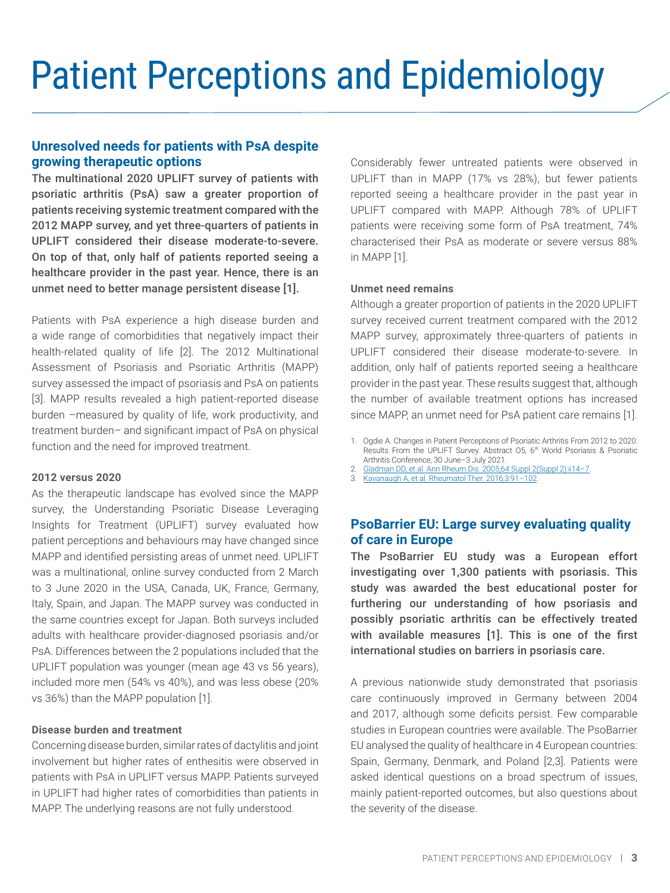# Patient Perceptions and Epidemiology

## Unresolved needs for patients with PsA despite growing therapeutic options

**The multinational 2020 UPLIFT survey of patients with psoriatic arthritis (PsA) saw a greater proportion of patients receiving systemic treatment compared with the 2012 MAPP survey, and yet three-quarters of patients in UPLIFT considered their disease moderate-to-severe. On top of that, only half of patients reported seeing a healthcare provider in the past year. Hence, there is an unmet need to better manage persistent disease [1].**

Patients with PsA experience a high disease burden and a wide range of comorbidities that negatively impact their health-related quality of life [2]. The 2012 Multinational Assessment of Psoriasis and Psoriatic Arthritis (MAPP) survey assessed the impact of psoriasis and PsA on patients [3]. MAPP results revealed a high patient-reported disease burden –measured by quality of life, work productivity, and treatment burden– and significant impact of PsA on physical function and the need for improved treatment.

#### 2012 versus 2020

As the therapeutic landscape has evolved since the MAPP survey, the Understanding Psoriatic Disease Leveraging Insights for Treatment (UPLIFT) survey evaluated how patient perceptions and behaviours may have changed since MAPP and identified persisting areas of unmet need. UPLIFT was a multinational, online survey conducted from 2 March to 3 June 2020 in the USA, Canada, UK, France, Germany, Italy, Spain, and Japan. The MAPP survey was conducted in the same countries except for Japan. Both surveys included adults with healthcare provider-diagnosed psoriasis and/or PsA. Differences between the 2 populations included that the UPLIFT population was younger (mean age 43 vs 56 years), included more men (54% vs 40%), and was less obese (20% vs 36%) than the MAPP population [1].

#### Disease burden and treatment

Concerning disease burden, similar rates of dactylitis and joint involvement but higher rates of enthesitis were observed in patients with PsA in UPLIFT versus MAPP. Patients surveyed in UPLIFT had higher rates of comorbidities than patients in MAPP. The underlying reasons are not fully understood.

Considerably fewer untreated patients were observed in UPLIFT than in MAPP (17% vs 28%), but fewer patients reported seeing a healthcare provider in the past year in UPLIFT compared with MAPP. Although 78% of UPLIFT patients were receiving some form of PsA treatment, 74% characterised their PsA as moderate or severe versus 88% in MAPP [1].

#### Unmet need remains

Although a greater proportion of patients in the 2020 UPLIFT survey received current treatment compared with the 2012 MAPP survey, approximately three-quarters of patients in UPLIFT considered their disease moderate-to-severe. In addition, only half of patients reported seeing a healthcare provider in the past year. These results suggest that, although the number of available treatment options has increased since MAPP, an unmet need for PsA patient care remains [1].

1. Ogdie A. Changes in Patient Perceptions of Psoriatic Arthritis From 2012 to 2020: Results From the UPLIFT Survey. Abstract O5, 6th World Psoriasis & Psoriatic Arthritis Conference, 30 June–3 July 2021.
2. Gladman DD, et al. Ann Rheum Dis. 2005;64 Suppl 2(Suppl 2):ii14–7.
3. Kavanaugh A, et al. Rheumatol Ther. 2016;3:91–102.

## PsoBarrier EU: Large survey evaluating quality of care in Europe

**The PsoBarrier EU study was a European effort investigating over 1,300 patients with psoriasis. This study was awarded the best educational poster for furthering our understanding of how psoriasis and possibly psoriatic arthritis can be effectively treated with available measures [1]. This is one of the first international studies on barriers in psoriasis care.**

A previous nationwide study demonstrated that psoriasis care continuously improved in Germany between 2004 and 2017, although some deficits persist. Few comparable studies in European countries were available. The PsoBarrier EU analysed the quality of healthcare in 4 European countries: Spain, Germany, Denmark, and Poland [2,3]. Patients were asked identical questions on a broad spectrum of issues, mainly patient-reported outcomes, but also questions about the severity of the disease.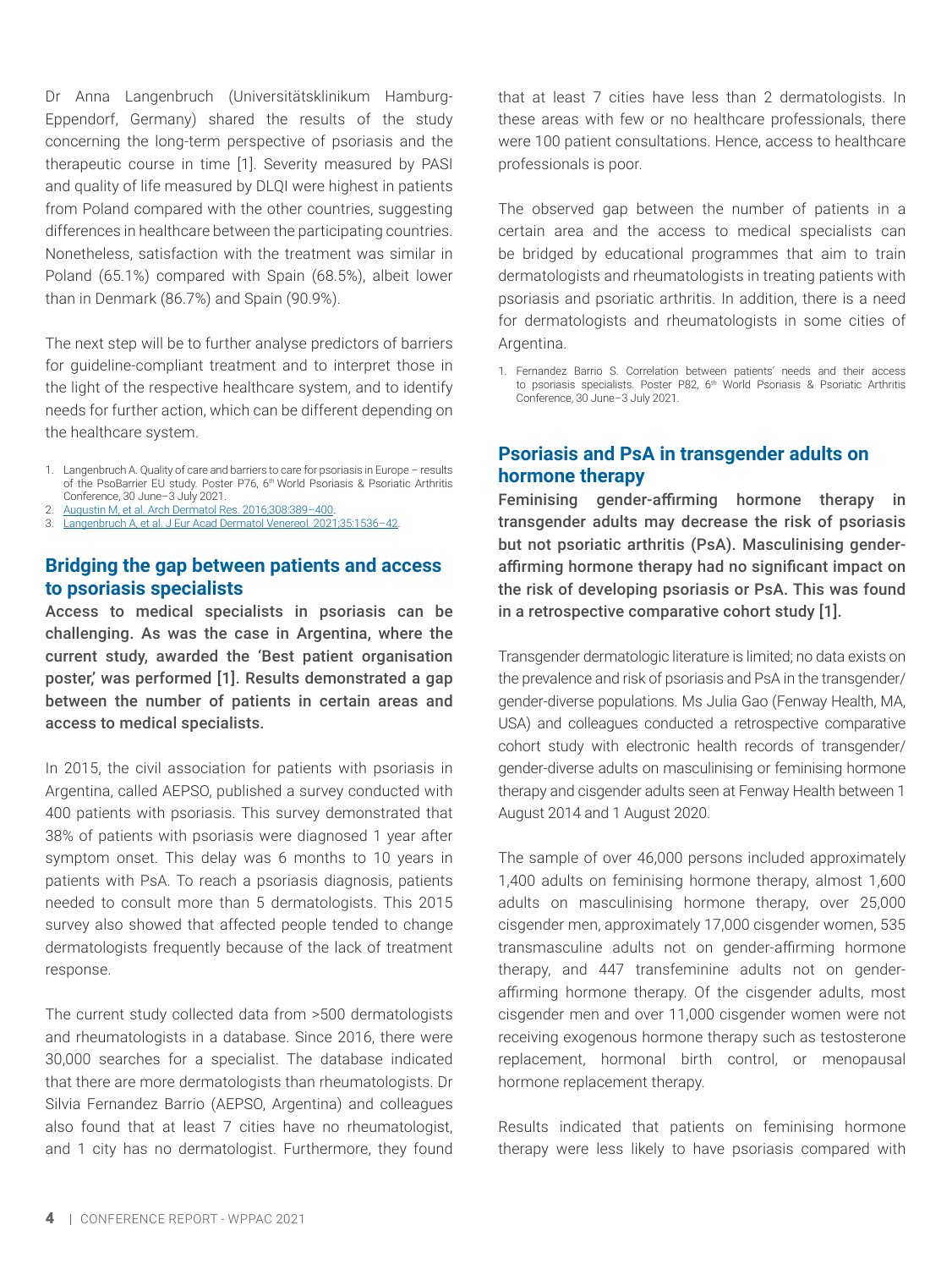Dr Anna Langenbruch (Universitätsklinikum Hamburg-Eppendorf, Germany) shared the results of the study concerning the long-term perspective of psoriasis and the therapeutic course in time [1]. Severity measured by PASI and quality of life measured by DLQI were highest in patients from Poland compared with the other countries, suggesting differences in healthcare between the participating countries. Nonetheless, satisfaction with the treatment was similar in Poland (65.1%) compared with Spain (68.5%), albeit lower than in Denmark (86.7%) and Spain (90.9%).

The next step will be to further analyse predictors of barriers for guideline-compliant treatment and to interpret those in the light of the respective healthcare system, and to identify needs for further action, which can be different depending on the healthcare system.

1. Langenbruch A. Quality of care and barriers to care for psoriasis in Europe – results of the PsoBarrier EU study. Poster P76, 6th World Psoriasis & Psoriatic Arthritis Conference, 30 June–3 July 2021.
2. Augustin M, et al. Arch Dermatol Res. 2016;308:389–400.
3. Langenbruch A, et al. J Eur Acad Dermatol Venereol. 2021;35:1536–42.

## Bridging the gap between patients and access to psoriasis specialists

**Access to medical specialists in psoriasis can be challenging. As was the case in Argentina, where the current study, awarded the 'Best patient organisation poster,' was performed [1]. Results demonstrated a gap between the number of patients in certain areas and access to medical specialists.**

In 2015, the civil association for patients with psoriasis in Argentina, called AEPSO, published a survey conducted with 400 patients with psoriasis. This survey demonstrated that 38% of patients with psoriasis were diagnosed 1 year after symptom onset. This delay was 6 months to 10 years in patients with PsA. To reach a psoriasis diagnosis, patients needed to consult more than 5 dermatologists. This 2015 survey also showed that affected people tended to change dermatologists frequently because of the lack of treatment response.

The current study collected data from >500 dermatologists and rheumatologists in a database. Since 2016, there were 30,000 searches for a specialist. The database indicated that there are more dermatologists than rheumatologists. Dr Silvia Fernandez Barrio (AEPSO, Argentina) and colleagues also found that at least 7 cities have no rheumatologist, and 1 city has no dermatologist. Furthermore, they found that at least 7 cities have less than 2 dermatologists. In these areas with few or no healthcare professionals, there were 100 patient consultations. Hence, access to healthcare professionals is poor.

The observed gap between the number of patients in a certain area and the access to medical specialists can be bridged by educational programmes that aim to train dermatologists and rheumatologists in treating patients with psoriasis and psoriatic arthritis. In addition, there is a need for dermatologists and rheumatologists in some cities of Argentina.

1. Fernandez Barrio S. Correlation between patients' needs and their access to psoriasis specialists. Poster P82, 6th World Psoriasis & Psoriatic Arthritis Conference, 30 June–3 July 2021.

## Psoriasis and PsA in transgender adults on hormone therapy

**Feminising gender-affirming hormone therapy in transgender adults may decrease the risk of psoriasis but not psoriatic arthritis (PsA). Masculinising gender-affirming hormone therapy had no significant impact on the risk of developing psoriasis or PsA. This was found in a retrospective comparative cohort study [1].**

Transgender dermatologic literature is limited; no data exists on the prevalence and risk of psoriasis and PsA in the transgender/gender-diverse populations. Ms Julia Gao (Fenway Health, MA, USA) and colleagues conducted a retrospective comparative cohort study with electronic health records of transgender/gender-diverse adults on masculinising or feminising hormone therapy and cisgender adults seen at Fenway Health between 1 August 2014 and 1 August 2020.

The sample of over 46,000 persons included approximately 1,400 adults on feminising hormone therapy, almost 1,600 adults on masculinising hormone therapy, over 25,000 cisgender men, approximately 17,000 cisgender women, 535 transmasculine adults not on gender-affirming hormone therapy, and 447 transfeminine adults not on gender-affirming hormone therapy. Of the cisgender adults, most cisgender men and over 11,000 cisgender women were not receiving exogenous hormone therapy such as testosterone replacement, hormonal birth control, or menopausal hormone replacement therapy.

Results indicated that patients on feminising hormone therapy were less likely to have psoriasis compared with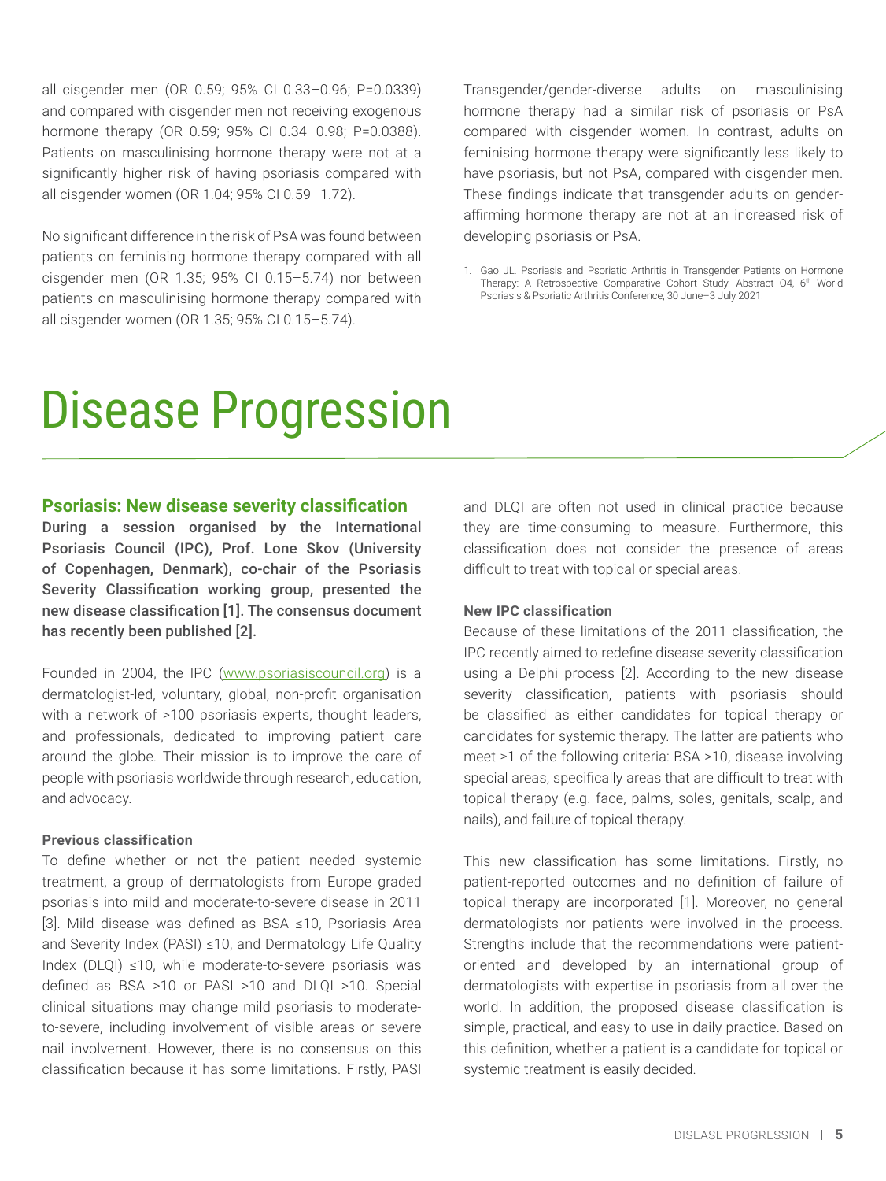all cisgender men (OR 0.59; 95% CI 0.33–0.96; P=0.0339) and compared with cisgender men not receiving exogenous hormone therapy (OR 0.59; 95% CI 0.34–0.98; P=0.0388). Patients on masculinising hormone therapy were not at a significantly higher risk of having psoriasis compared with all cisgender women (OR 1.04; 95% CI 0.59–1.72).

No significant difference in the risk of PsA was found between patients on feminising hormone therapy compared with all cisgender men (OR 1.35; 95% CI 0.15–5.74) nor between patients on masculinising hormone therapy compared with all cisgender women (OR 1.35; 95% CI 0.15–5.74).

Transgender/gender-diverse adults on masculinising hormone therapy had a similar risk of psoriasis or PsA compared with cisgender women. In contrast, adults on feminising hormone therapy were significantly less likely to have psoriasis, but not PsA, compared with cisgender men. These findings indicate that transgender adults on gender-affirming hormone therapy are not at an increased risk of developing psoriasis or PsA.

1. Gao JL. Psoriasis and Psoriatic Arthritis in Transgender Patients on Hormone Therapy: A Retrospective Comparative Cohort Study. Abstract O4, 6th World Psoriasis & Psoriatic Arthritis Conference, 30 June–3 July 2021.

# Disease Progression

## Psoriasis: New disease severity classification

**During a session organised by the International Psoriasis Council (IPC), Prof. Lone Skov (University of Copenhagen, Denmark), co-chair of the Psoriasis Severity Classification working group, presented the new disease classification [1]. The consensus document has recently been published [2].**

Founded in 2004, the IPC (www.psoriasiscouncil.org) is a dermatologist-led, voluntary, global, non-profit organisation with a network of >100 psoriasis experts, thought leaders, and professionals, dedicated to improving patient care around the globe. Their mission is to improve the care of people with psoriasis worldwide through research, education, and advocacy.

### Previous classification

To define whether or not the patient needed systemic treatment, a group of dermatologists from Europe graded psoriasis into mild and moderate-to-severe disease in 2011 [3]. Mild disease was defined as BSA ≤10, Psoriasis Area and Severity Index (PASI) ≤10, and Dermatology Life Quality Index (DLQI) ≤10, while moderate-to-severe psoriasis was defined as BSA >10 or PASI >10 and DLQI >10. Special clinical situations may change mild psoriasis to moderate-to-severe, including involvement of visible areas or severe nail involvement. However, there is no consensus on this classification because it has some limitations. Firstly, PASI and DLQI are often not used in clinical practice because they are time-consuming to measure. Furthermore, this classification does not consider the presence of areas difficult to treat with topical or special areas.

### New IPC classification

Because of these limitations of the 2011 classification, the IPC recently aimed to redefine disease severity classification using a Delphi process [2]. According to the new disease severity classification, patients with psoriasis should be classified as either candidates for topical therapy or candidates for systemic therapy. The latter are patients who meet ≥1 of the following criteria: BSA >10, disease involving special areas, specifically areas that are difficult to treat with topical therapy (e.g. face, palms, soles, genitals, scalp, and nails), and failure of topical therapy.

This new classification has some limitations. Firstly, no patient-reported outcomes and no definition of failure of topical therapy are incorporated [1]. Moreover, no general dermatologists nor patients were involved in the process. Strengths include that the recommendations were patient-oriented and developed by an international group of dermatologists with expertise in psoriasis from all over the world. In addition, the proposed disease classification is simple, practical, and easy to use in daily practice. Based on this definition, whether a patient is a candidate for topical or systemic treatment is easily decided.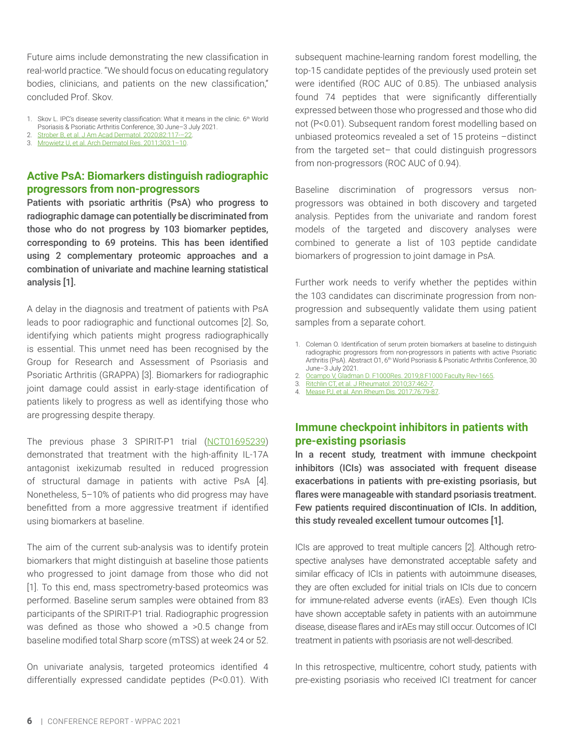Future aims include demonstrating the new classification in real-world practice. "We should focus on educating regulatory bodies, clinicians, and patients on the new classification," concluded Prof. Skov.

1. Skov L. IPC's disease severity classification: What it means in the clinic. 6th World Psoriasis & Psoriatic Arthritis Conference, 30 June–3 July 2021.
2. Strober B, et al. J Am Acad Dermatol. 2020;82:117-–22.
3. Mrowietz U, et al. Arch Dermatol Res. 2011;303:1–10.

## Active PsA: Biomarkers distinguish radiographic progressors from non-progressors

**Patients with psoriatic arthritis (PsA) who progress to radiographic damage can potentially be discriminated from those who do not progress by 103 biomarker peptides, corresponding to 69 proteins. This has been identified using 2 complementary proteomic approaches and a combination of univariate and machine learning statistical analysis [1].**

A delay in the diagnosis and treatment of patients with PsA leads to poor radiographic and functional outcomes [2]. So, identifying which patients might progress radiographically is essential. This unmet need has been recognised by the Group for Research and Assessment of Psoriasis and Psoriatic Arthritis (GRAPPA) [3]. Biomarkers for radiographic joint damage could assist in early-stage identification of patients likely to progress as well as identifying those who are progressing despite therapy.

The previous phase 3 SPIRIT-P1 trial (NCT01695239) demonstrated that treatment with the high-affinity IL-17A antagonist ixekizumab resulted in reduced progression of structural damage in patients with active PsA [4]. Nonetheless, 5–10% of patients who did progress may have benefitted from a more aggressive treatment if identified using biomarkers at baseline.

The aim of the current sub-analysis was to identify protein biomarkers that might distinguish at baseline those patients who progressed to joint damage from those who did not [1]. To this end, mass spectrometry-based proteomics was performed. Baseline serum samples were obtained from 83 participants of the SPIRIT-P1 trial. Radiographic progression was defined as those who showed a >0.5 change from baseline modified total Sharp score (mTSS) at week 24 or 52.

On univariate analysis, targeted proteomics identified 4 differentially expressed candidate peptides (P<0.01). With subsequent machine-learning random forest modelling, the top-15 candidate peptides of the previously used protein set were identified (ROC AUC of 0.85). The unbiased analysis found 74 peptides that were significantly differentially expressed between those who progressed and those who did not (P<0.01). Subsequent random forest modelling based on unbiased proteomics revealed a set of 15 proteins –distinct from the targeted set– that could distinguish progressors from non-progressors (ROC AUC of 0.94).

Baseline discrimination of progressors versus non-progressors was obtained in both discovery and targeted analysis. Peptides from the univariate and random forest models of the targeted and discovery analyses were combined to generate a list of 103 peptide candidate biomarkers of progression to joint damage in PsA.

Further work needs to verify whether the peptides within the 103 candidates can discriminate progression from non-progression and subsequently validate them using patient samples from a separate cohort.

1. Coleman O. Identification of serum protein biomarkers at baseline to distinguish radiographic progressors from non-progressors in patients with active Psoriatic Arthritis (PsA). Abstract O1, 6th World Psoriasis & Psoriatic Arthritis Conference, 30 June–3 July 2021.
2. Ocampo V, Gladman D. F1000Res. 2019;8:F1000 Faculty Rev-1665.
3. Ritchlin CT, et al. J Rheumatol. 2010;37:462-7.
4. Mease PJ, et al. Ann Rheum Dis. 2017;76:79-87.

## Immune checkpoint inhibitors in patients with pre-existing psoriasis

**In a recent study, treatment with immune checkpoint inhibitors (ICIs) was associated with frequent disease exacerbations in patients with pre-existing psoriasis, but flares were manageable with standard psoriasis treatment. Few patients required discontinuation of ICIs. In addition, this study revealed excellent tumour outcomes [1].**

ICIs are approved to treat multiple cancers [2]. Although retrospective analyses have demonstrated acceptable safety and similar efficacy of ICIs in patients with autoimmune diseases, they are often excluded for initial trials on ICIs due to concern for immune-related adverse events (irAEs). Even though ICIs have shown acceptable safety in patients with an autoimmune disease, disease flares and irAEs may still occur. Outcomes of ICI treatment in patients with psoriasis are not well-described.

In this retrospective, multicentre, cohort study, patients with pre-existing psoriasis who received ICI treatment for cancer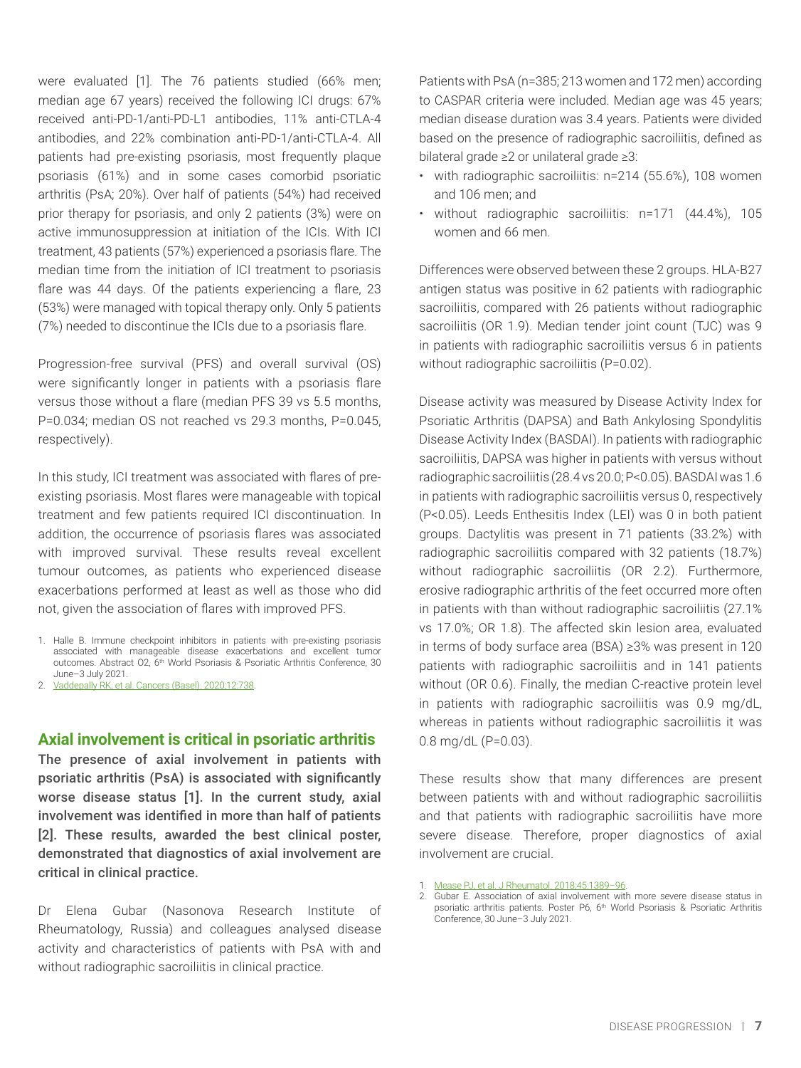were evaluated [1]. The 76 patients studied (66% men; median age 67 years) received the following ICI drugs: 67% received anti-PD-1/anti-PD-L1 antibodies, 11% anti-CTLA-4 antibodies, and 22% combination anti-PD-1/anti-CTLA-4. All patients had pre-existing psoriasis, most frequently plaque psoriasis (61%) and in some cases comorbid psoriatic arthritis (PsA; 20%). Over half of patients (54%) had received prior therapy for psoriasis, and only 2 patients (3%) were on active immunosuppression at initiation of the ICIs. With ICI treatment, 43 patients (57%) experienced a psoriasis flare. The median time from the initiation of ICI treatment to psoriasis flare was 44 days. Of the patients experiencing a flare, 23 (53%) were managed with topical therapy only. Only 5 patients (7%) needed to discontinue the ICIs due to a psoriasis flare.

Progression-free survival (PFS) and overall survival (OS) were significantly longer in patients with a psoriasis flare versus those without a flare (median PFS 39 vs 5.5 months, P=0.034; median OS not reached vs 29.3 months, P=0.045, respectively).

In this study, ICI treatment was associated with flares of pre-existing psoriasis. Most flares were manageable with topical treatment and few patients required ICI discontinuation. In addition, the occurrence of psoriasis flares was associated with improved survival. These results reveal excellent tumour outcomes, as patients who experienced disease exacerbations performed at least as well as those who did not, given the association of flares with improved PFS.

1. Halle B. Immune checkpoint inhibitors in patients with pre-existing psoriasis associated with manageable disease exacerbations and excellent tumor outcomes. Abstract O2, 6th World Psoriasis & Psoriatic Arthritis Conference, 30 June–3 July 2021.
2. Vaddepally RK, et al. Cancers (Basel). 2020;12:738.

## Axial involvement is critical in psoriatic arthritis

**The presence of axial involvement in patients with psoriatic arthritis (PsA) is associated with significantly worse disease status [1]. In the current study, axial involvement was identified in more than half of patients [2]. These results, awarded the best clinical poster, demonstrated that diagnostics of axial involvement are critical in clinical practice.**

Dr Elena Gubar (Nasonova Research Institute of Rheumatology, Russia) and colleagues analysed disease activity and characteristics of patients with PsA with and without radiographic sacroiliitis in clinical practice.

Patients with PsA (n=385; 213 women and 172 men) according to CASPAR criteria were included. Median age was 45 years; median disease duration was 3.4 years. Patients were divided based on the presence of radiographic sacroiliitis, defined as bilateral grade ≥2 or unilateral grade ≥3:

- with radiographic sacroiliitis: n=214 (55.6%), 108 women and 106 men; and
- without radiographic sacroiliitis: n=171 (44.4%), 105 women and 66 men.

Differences were observed between these 2 groups. HLA-B27 antigen status was positive in 62 patients with radiographic sacroiliitis, compared with 26 patients without radiographic sacroiliitis (OR 1.9). Median tender joint count (TJC) was 9 in patients with radiographic sacroiliitis versus 6 in patients without radiographic sacroiliitis (P=0.02).

Disease activity was measured by Disease Activity Index for Psoriatic Arthritis (DAPSA) and Bath Ankylosing Spondylitis Disease Activity Index (BASDAI). In patients with radiographic sacroiliitis, DAPSA was higher in patients with versus without radiographic sacroiliitis (28.4 vs 20.0; P<0.05). BASDAI was 1.6 in patients with radiographic sacroiliitis versus 0, respectively (P<0.05). Leeds Enthesitis Index (LEI) was 0 in both patient groups. Dactylitis was present in 71 patients (33.2%) with radiographic sacroiliitis compared with 32 patients (18.7%) without radiographic sacroiliitis (OR 2.2). Furthermore, erosive radiographic arthritis of the feet occurred more often in patients with than without radiographic sacroiliitis (27.1% vs 17.0%; OR 1.8). The affected skin lesion area, evaluated in terms of body surface area (BSA) ≥3% was present in 120 patients with radiographic sacroiliitis and in 141 patients without (OR 0.6). Finally, the median C-reactive protein level in patients with radiographic sacroiliitis was 0.9 mg/dL, whereas in patients without radiographic sacroiliitis it was 0.8 mg/dL (P=0.03).

These results show that many differences are present between patients with and without radiographic sacroiliitis and that patients with radiographic sacroiliitis have more severe disease. Therefore, proper diagnostics of axial involvement are crucial.

1. Mease PJ, et al. J Rheumatol. 2018;45:1389–96.
2. Gubar E. Association of axial involvement with more severe disease status in psoriatic arthritis patients. Poster P6, 6th World Psoriasis & Psoriatic Arthritis Conference, 30 June–3 July 2021.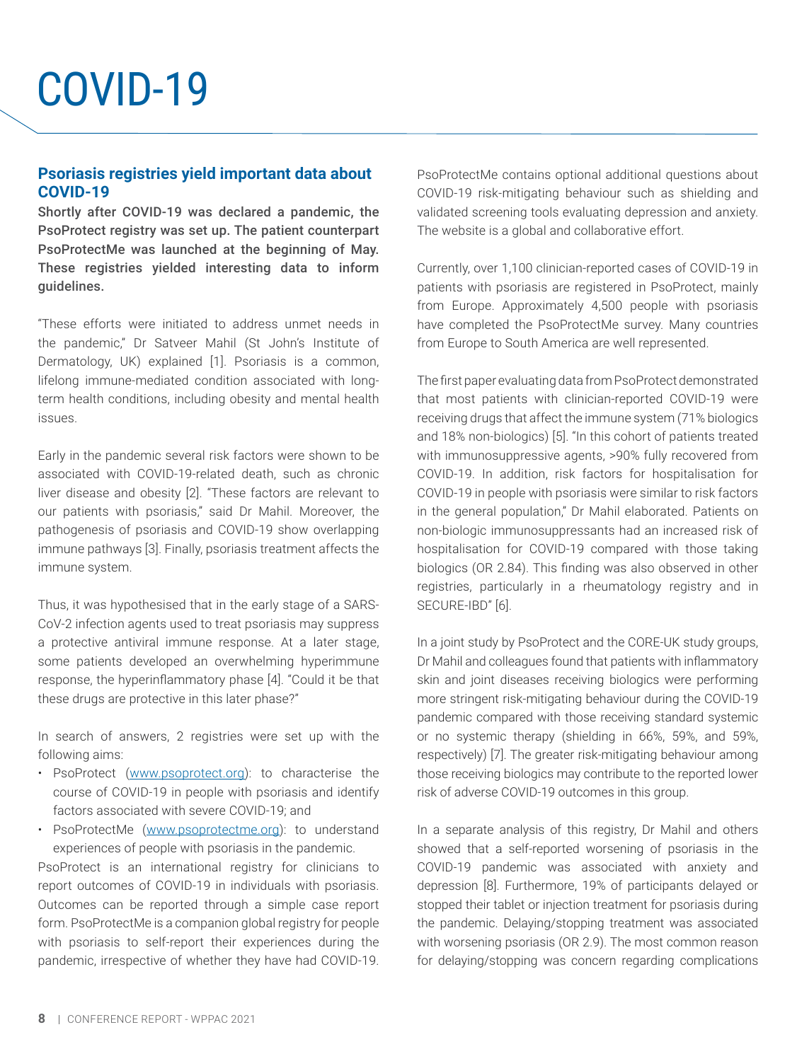# COVID-19

## Psoriasis registries yield important data about COVID-19

**Shortly after COVID-19 was declared a pandemic, the PsoProtect registry was set up. The patient counterpart PsoProtectMe was launched at the beginning of May. These registries yielded interesting data to inform guidelines.**

"These efforts were initiated to address unmet needs in the pandemic," Dr Satveer Mahil (St John's Institute of Dermatology, UK) explained [1]. Psoriasis is a common, lifelong immune-mediated condition associated with long-term health conditions, including obesity and mental health issues.

Early in the pandemic several risk factors were shown to be associated with COVID-19-related death, such as chronic liver disease and obesity [2]. "These factors are relevant to our patients with psoriasis," said Dr Mahil. Moreover, the pathogenesis of psoriasis and COVID-19 show overlapping immune pathways [3]. Finally, psoriasis treatment affects the immune system.

Thus, it was hypothesised that in the early stage of a SARS-CoV-2 infection agents used to treat psoriasis may suppress a protective antiviral immune response. At a later stage, some patients developed an overwhelming hyperimmune response, the hyperinflammatory phase [4]. "Could it be that these drugs are protective in this later phase?"

In search of answers, 2 registries were set up with the following aims:

- PsoProtect (www.psoprotect.org): to characterise the course of COVID-19 in people with psoriasis and identify factors associated with severe COVID-19; and
- PsoProtectMe (www.psoprotectme.org): to understand experiences of people with psoriasis in the pandemic.

PsoProtect is an international registry for clinicians to report outcomes of COVID-19 in individuals with psoriasis. Outcomes can be reported through a simple case report form. PsoProtectMe is a companion global registry for people with psoriasis to self-report their experiences during the pandemic, irrespective of whether they have had COVID-19. PsoProtectMe contains optional additional questions about COVID-19 risk-mitigating behaviour such as shielding and validated screening tools evaluating depression and anxiety. The website is a global and collaborative effort.

Currently, over 1,100 clinician-reported cases of COVID-19 in patients with psoriasis are registered in PsoProtect, mainly from Europe. Approximately 4,500 people with psoriasis have completed the PsoProtectMe survey. Many countries from Europe to South America are well represented.

The first paper evaluating data from PsoProtect demonstrated that most patients with clinician-reported COVID-19 were receiving drugs that affect the immune system (71% biologics and 18% non-biologics) [5]. "In this cohort of patients treated with immunosuppressive agents, >90% fully recovered from COVID-19. In addition, risk factors for hospitalisation for COVID-19 in people with psoriasis were similar to risk factors in the general population," Dr Mahil elaborated. Patients on non-biologic immunosuppressants had an increased risk of hospitalisation for COVID-19 compared with those taking biologics (OR 2.84). This finding was also observed in other registries, particularly in a rheumatology registry and in SECURE-IBD" [6].

In a joint study by PsoProtect and the CORE-UK study groups, Dr Mahil and colleagues found that patients with inflammatory skin and joint diseases receiving biologics were performing more stringent risk-mitigating behaviour during the COVID-19 pandemic compared with those receiving standard systemic or no systemic therapy (shielding in 66%, 59%, and 59%, respectively) [7]. The greater risk-mitigating behaviour among those receiving biologics may contribute to the reported lower risk of adverse COVID-19 outcomes in this group.

In a separate analysis of this registry, Dr Mahil and others showed that a self-reported worsening of psoriasis in the COVID-19 pandemic was associated with anxiety and depression [8]. Furthermore, 19% of participants delayed or stopped their tablet or injection treatment for psoriasis during the pandemic. Delaying/stopping treatment was associated with worsening psoriasis (OR 2.9). The most common reason for delaying/stopping was concern regarding complications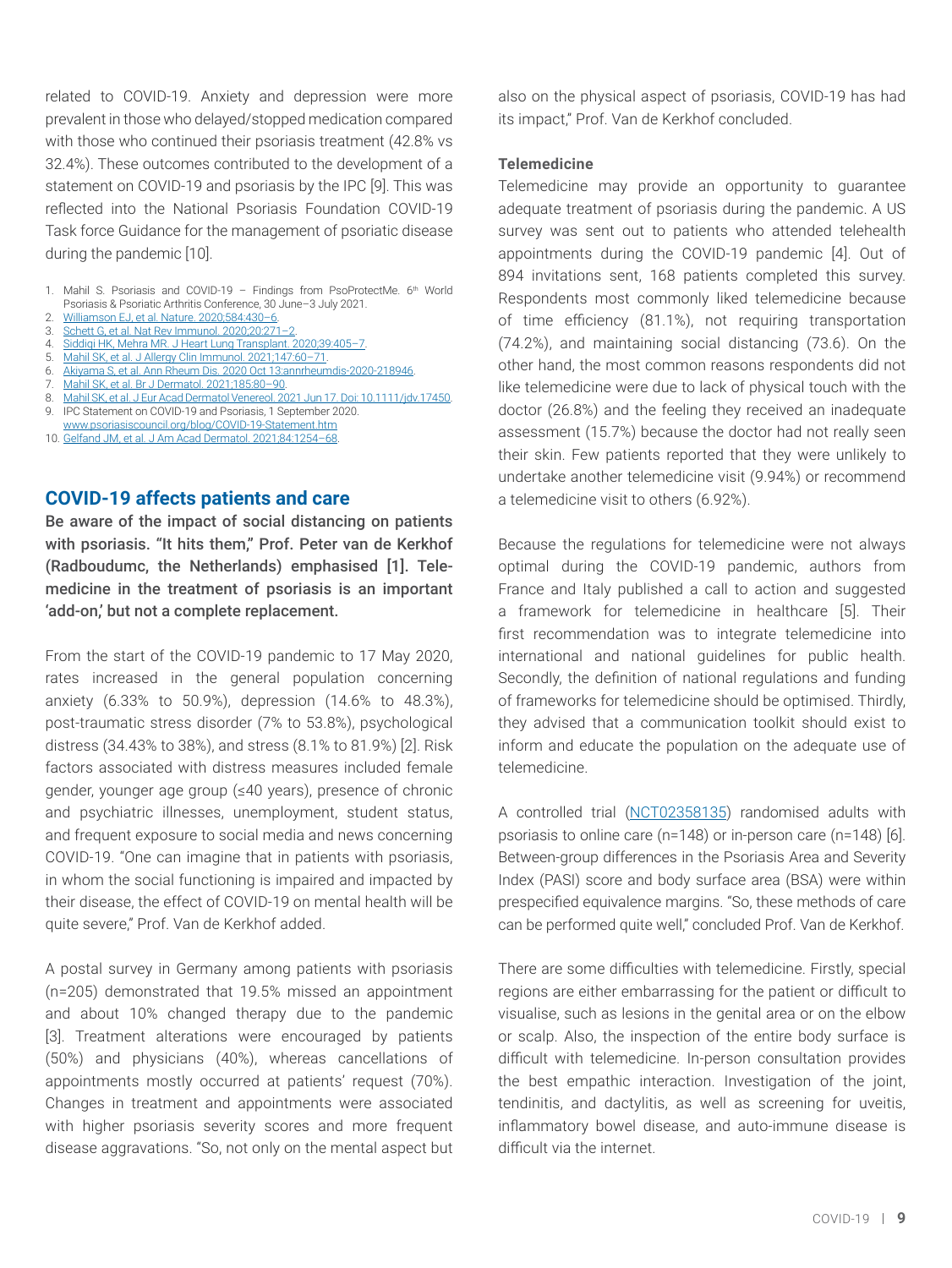related to COVID-19. Anxiety and depression were more prevalent in those who delayed/stopped medication compared with those who continued their psoriasis treatment (42.8% vs 32.4%). These outcomes contributed to the development of a statement on COVID-19 and psoriasis by the IPC [9]. This was reflected into the National Psoriasis Foundation COVID-19 Task force Guidance for the management of psoriatic disease during the pandemic [10].

1. Mahil S. Psoriasis and COVID-19 – Findings from PsoProtectMe. 6th World Psoriasis & Psoriatic Arthritis Conference, 30 June–3 July 2021.
2. Williamson EJ, et al. Nature. 2020;584:430–6.
3. Schett G, et al. Nat Rev Immunol. 2020;20:271–2.
4. Siddiqi HK, Mehra MR. J Heart Lung Transplant. 2020;39:405–7.
5. Mahil SK, et al. J Allergy Clin Immunol. 2021;147:60–71.
6. Akiyama S, et al. Ann Rheum Dis. 2020 Oct 13:annrheumdis-2020-218946.
7. Mahil SK, et al. Br J Dermatol. 2021;185:80–90.
8. Mahil SK, et al. J Eur Acad Dermatol Venereol. 2021 Jun 17. Doi: 10.1111/jdv.17450.
9. IPC Statement on COVID-19 and Psoriasis, 1 September 2020. www.psoriasiscouncil.org/blog/COVID-19-Statement.htm
10. Gelfand JM, et al. J Am Acad Dermatol. 2021;84:1254–68.

## COVID-19 affects patients and care

**Be aware of the impact of social distancing on patients with psoriasis. "It hits them," Prof. Peter van de Kerkhof (Radboudumc, the Netherlands) emphasised [1]. Telemedicine in the treatment of psoriasis is an important 'add-on,' but not a complete replacement.**

From the start of the COVID-19 pandemic to 17 May 2020, rates increased in the general population concerning anxiety (6.33% to 50.9%), depression (14.6% to 48.3%), post-traumatic stress disorder (7% to 53.8%), psychological distress (34.43% to 38%), and stress (8.1% to 81.9%) [2]. Risk factors associated with distress measures included female gender, younger age group (≤40 years), presence of chronic and psychiatric illnesses, unemployment, student status, and frequent exposure to social media and news concerning COVID-19. "One can imagine that in patients with psoriasis, in whom the social functioning is impaired and impacted by their disease, the effect of COVID-19 on mental health will be quite severe," Prof. Van de Kerkhof added.

A postal survey in Germany among patients with psoriasis (n=205) demonstrated that 19.5% missed an appointment and about 10% changed therapy due to the pandemic [3]. Treatment alterations were encouraged by patients (50%) and physicians (40%), whereas cancellations of appointments mostly occurred at patients' request (70%). Changes in treatment and appointments were associated with higher psoriasis severity scores and more frequent disease aggravations. "So, not only on the mental aspect but also on the physical aspect of psoriasis, COVID-19 has had its impact," Prof. Van de Kerkhof concluded.

### Telemedicine

Telemedicine may provide an opportunity to guarantee adequate treatment of psoriasis during the pandemic. A US survey was sent out to patients who attended telehealth appointments during the COVID-19 pandemic [4]. Out of 894 invitations sent, 168 patients completed this survey. Respondents most commonly liked telemedicine because of time efficiency (81.1%), not requiring transportation (74.2%), and maintaining social distancing (73.6). On the other hand, the most common reasons respondents did not like telemedicine were due to lack of physical touch with the doctor (26.8%) and the feeling they received an inadequate assessment (15.7%) because the doctor had not really seen their skin. Few patients reported that they were unlikely to undertake another telemedicine visit (9.94%) or recommend a telemedicine visit to others (6.92%).

Because the regulations for telemedicine were not always optimal during the COVID-19 pandemic, authors from France and Italy published a call to action and suggested a framework for telemedicine in healthcare [5]. Their first recommendation was to integrate telemedicine into international and national guidelines for public health. Secondly, the definition of national regulations and funding of frameworks for telemedicine should be optimised. Thirdly, they advised that a communication toolkit should exist to inform and educate the population on the adequate use of telemedicine.

A controlled trial (NCT02358135) randomised adults with psoriasis to online care (n=148) or in-person care (n=148) [6]. Between-group differences in the Psoriasis Area and Severity Index (PASI) score and body surface area (BSA) were within prespecified equivalence margins. "So, these methods of care can be performed quite well," concluded Prof. Van de Kerkhof.

There are some difficulties with telemedicine. Firstly, special regions are either embarrassing for the patient or difficult to visualise, such as lesions in the genital area or on the elbow or scalp. Also, the inspection of the entire body surface is difficult with telemedicine. In-person consultation provides the best empathic interaction. Investigation of the joint, tendinitis, and dactylitis, as well as screening for uveitis, inflammatory bowel disease, and auto-immune disease is difficult via the internet.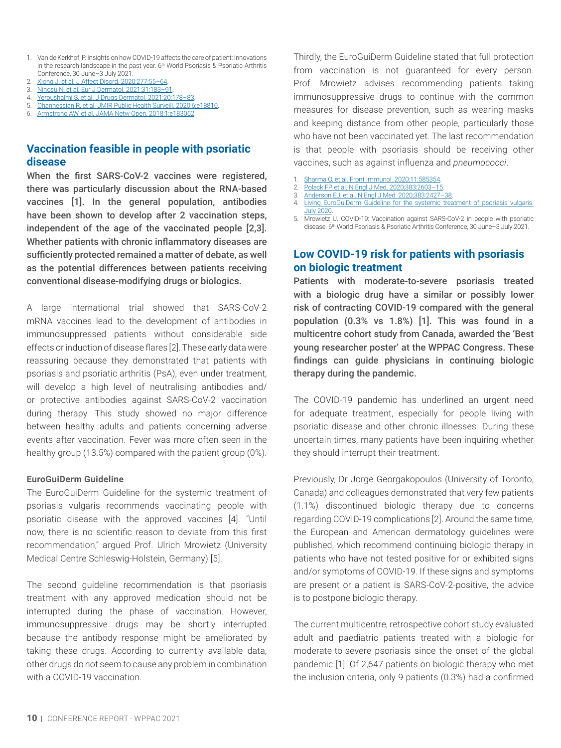1. Van de Kerkhof, P. Insights on how COVID-19 affects the care of patient: Innovations in the research landscape in the past year. 6th World Psoriasis & Psoriatic Arthritis Conference, 30 June–3 July 2021.
2. Xiong J, et al. J Affect Disord. 2020;277:55–64.
3. Ninosu N, et al. Eur J Dermatol. 2021;31:183–91.
4. Yeroushalmi S, et al. J Drugs Dermatol. 2021;20:178–83.
5. Ohannessian R, et al. JMIR Public Health Surveill. 2020;6:e18810.
6. Armstrong AW, et al. JAMA Netw Open. 2018;1:e183062.

## Vaccination feasible in people with psoriatic disease

**When the first SARS-CoV-2 vaccines were registered, there was particularly discussion about the RNA-based vaccines [1]. In the general population, antibodies have been shown to develop after 2 vaccination steps, independent of the age of the vaccinated people [2,3]. Whether patients with chronic inflammatory diseases are sufficiently protected remained a matter of debate, as well as the potential differences between patients receiving conventional disease-modifying drugs or biologics.**

A large international trial showed that SARS-CoV-2 mRNA vaccines lead to the development of antibodies in immunosuppressed patients without considerable side effects or induction of disease flares [2]. These early data were reassuring because they demonstrated that patients with psoriasis and psoriatic arthritis (PsA), even under treatment, will develop a high level of neutralising antibodies and/or protective antibodies against SARS-CoV-2 vaccination during therapy. This study showed no major difference between healthy adults and patients concerning adverse events after vaccination. Fever was more often seen in the healthy group (13.5%) compared with the patient group (0%).

**EuroGuiDerm Guideline**

The EuroGuiDerm Guideline for the systemic treatment of psoriasis vulgaris recommends vaccinating people with psoriatic disease with the approved vaccines [4]. "Until now, there is no scientific reason to deviate from this first recommendation," argued Prof. Ulrich Mrowietz (University Medical Centre Schleswig-Holstein, Germany) [5].

The second guideline recommendation is that psoriasis treatment with any approved medication should not be interrupted during the phase of vaccination. However, immunosuppressive drugs may be shortly interrupted because the antibody response might be ameliorated by taking these drugs. According to currently available data, other drugs do not seem to cause any problem in combination with a COVID-19 vaccination.

Thirdly, the EuroGuiDerm Guideline stated that full protection from vaccination is not guaranteed for every person. Prof. Mrowietz advises recommending patients taking immunosuppressive drugs to continue with the common measures for disease prevention, such as wearing masks and keeping distance from other people, particularly those who have not been vaccinated yet. The last recommendation is that people with psoriasis should be receiving other vaccines, such as against influenza and *pneumococci*.

1. Sharma O, et al. Front Immunol. 2020;11:585354.
2. Polack FP, et al. N Engl J Med. 2020;383:2603–15.
3. Anderson EJ, et al. N Engl J Med. 2020;383:2427–38.
4. Living EuroGuiDerm Guideline for the systemic treatment of psoriasis vulgaris. July 2020.
5. Mrowietz U. COVID-19: Vaccination against SARS-CoV-2 in people with psoriatic disease. 6th World Psoriasis & Psoriatic Arthritis Conference, 30 June–3 July 2021.

## Low COVID-19 risk for patients with psoriasis on biologic treatment

**Patients with moderate-to-severe psoriasis treated with a biologic drug have a similar or possibly lower risk of contracting COVID-19 compared with the general population (0.3% vs 1.8%) [1]. This was found in a multicentre cohort study from Canada, awarded the 'Best young researcher poster' at the WPPAC Congress. These findings can guide physicians in continuing biologic therapy during the pandemic.**

The COVID-19 pandemic has underlined an urgent need for adequate treatment, especially for people living with psoriatic disease and other chronic illnesses. During these uncertain times, many patients have been inquiring whether they should interrupt their treatment.

Previously, Dr Jorge Georgakopoulos (University of Toronto, Canada) and colleagues demonstrated that very few patients (1.1%) discontinued biologic therapy due to concerns regarding COVID-19 complications [2]. Around the same time, the European and American dermatology guidelines were published, which recommend continuing biologic therapy in patients who have not tested positive for or exhibited signs and/or symptoms of COVID-19. If these signs and symptoms are present or a patient is SARS-CoV-2-positive, the advice is to postpone biologic therapy.

The current multicentre, retrospective cohort study evaluated adult and paediatric patients treated with a biologic for moderate-to-severe psoriasis since the onset of the global pandemic [1]. Of 2,647 patients on biologic therapy who met the inclusion criteria, only 9 patients (0.3%) had a confirmed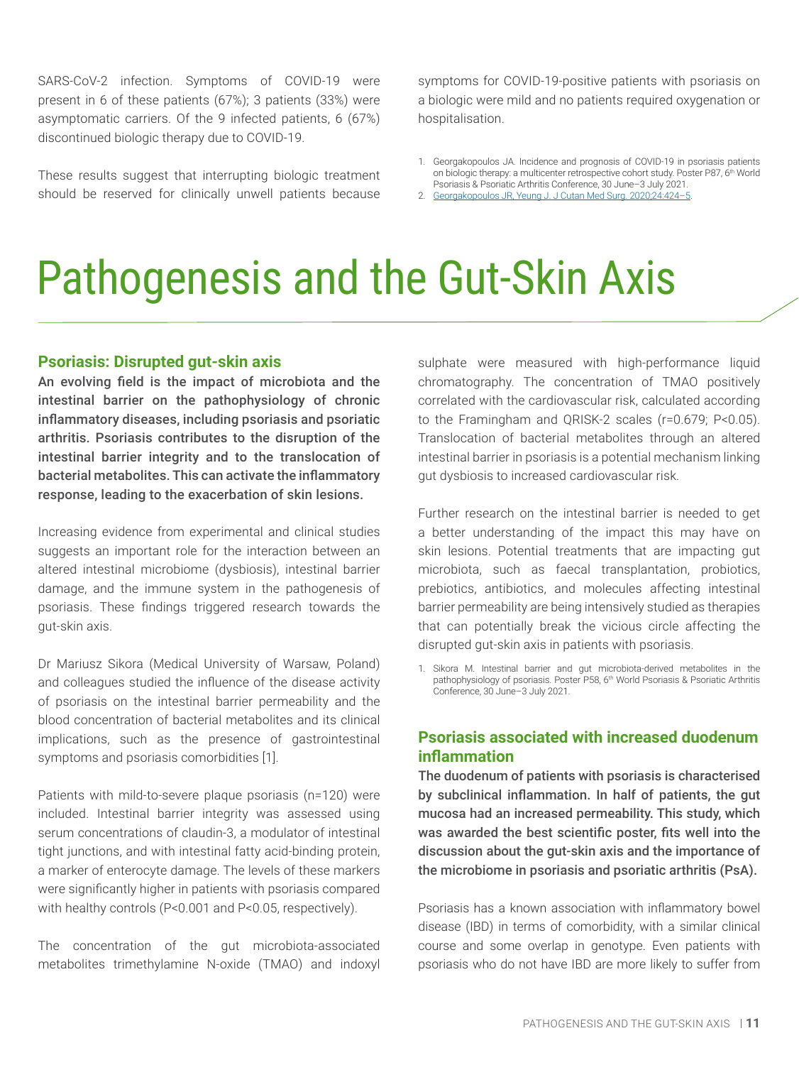SARS-CoV-2 infection. Symptoms of COVID-19 were present in 6 of these patients (67%); 3 patients (33%) were asymptomatic carriers. Of the 9 infected patients, 6 (67%) discontinued biologic therapy due to COVID-19.

These results suggest that interrupting biologic treatment should be reserved for clinically unwell patients because symptoms for COVID-19-positive patients with psoriasis on a biologic were mild and no patients required oxygenation or hospitalisation.

1. Georgakopoulos JA. Incidence and prognosis of COVID-19 in psoriasis patients on biologic therapy: a multicenter retrospective cohort study. Poster P87, 6th World Psoriasis & Psoriatic Arthritis Conference, 30 June–3 July 2021.
2. Georgakopoulos JR, Yeung J. J Cutan Med Surg. 2020;24:424–5.

# Pathogenesis and the Gut-Skin Axis

## Psoriasis: Disrupted gut-skin axis

**An evolving field is the impact of microbiota and the intestinal barrier on the pathophysiology of chronic inflammatory diseases, including psoriasis and psoriatic arthritis. Psoriasis contributes to the disruption of the intestinal barrier integrity and to the translocation of bacterial metabolites. This can activate the inflammatory response, leading to the exacerbation of skin lesions.**

Increasing evidence from experimental and clinical studies suggests an important role for the interaction between an altered intestinal microbiome (dysbiosis), intestinal barrier damage, and the immune system in the pathogenesis of psoriasis. These findings triggered research towards the gut-skin axis.

Dr Mariusz Sikora (Medical University of Warsaw, Poland) and colleagues studied the influence of the disease activity of psoriasis on the intestinal barrier permeability and the blood concentration of bacterial metabolites and its clinical implications, such as the presence of gastrointestinal symptoms and psoriasis comorbidities [1].

Patients with mild-to-severe plaque psoriasis (n=120) were included. Intestinal barrier integrity was assessed using serum concentrations of claudin-3, a modulator of intestinal tight junctions, and with intestinal fatty acid-binding protein, a marker of enterocyte damage. The levels of these markers were significantly higher in patients with psoriasis compared with healthy controls ($P<0.001$ and $P<0.05$, respectively).

The concentration of the gut microbiota-associated metabolites trimethylamine N-oxide (TMAO) and indoxyl sulphate were measured with high-performance liquid chromatography. The concentration of TMAO positively correlated with the cardiovascular risk, calculated according to the Framingham and QRISK-2 scales ($r=0.679$; $P<0.05$). Translocation of bacterial metabolites through an altered intestinal barrier in psoriasis is a potential mechanism linking gut dysbiosis to increased cardiovascular risk.

Further research on the intestinal barrier is needed to get a better understanding of the impact this may have on skin lesions. Potential treatments that are impacting gut microbiota, such as faecal transplantation, probiotics, prebiotics, antibiotics, and molecules affecting intestinal barrier permeability are being intensively studied as therapies that can potentially break the vicious circle affecting the disrupted gut-skin axis in patients with psoriasis.

1. Sikora M. Intestinal barrier and gut microbiota-derived metabolites in the pathophysiology of psoriasis. Poster P58, 6th World Psoriasis & Psoriatic Arthritis Conference, 30 June–3 July 2021.

## Psoriasis associated with increased duodenum inflammation

**The duodenum of patients with psoriasis is characterised by subclinical inflammation. In half of patients, the gut mucosa had an increased permeability. This study, which was awarded the best scientific poster, fits well into the discussion about the gut-skin axis and the importance of the microbiome in psoriasis and psoriatic arthritis (PsA).**

Psoriasis has a known association with inflammatory bowel disease (IBD) in terms of comorbidity, with a similar clinical course and some overlap in genotype. Even patients with psoriasis who do not have IBD are more likely to suffer from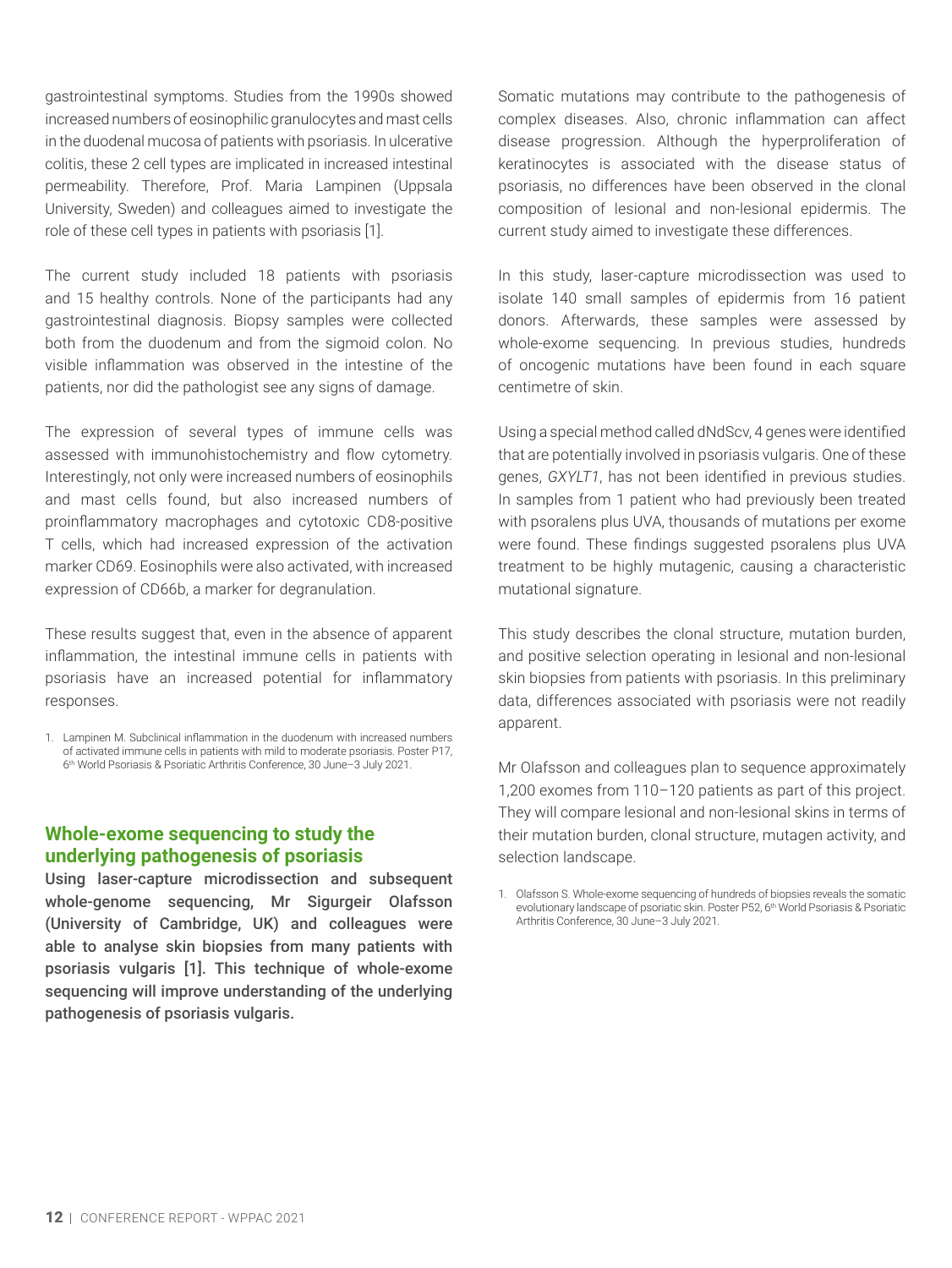gastrointestinal symptoms. Studies from the 1990s showed increased numbers of eosinophilic granulocytes and mast cells in the duodenal mucosa of patients with psoriasis. In ulcerative colitis, these 2 cell types are implicated in increased intestinal permeability. Therefore, Prof. Maria Lampinen (Uppsala University, Sweden) and colleagues aimed to investigate the role of these cell types in patients with psoriasis [1].

The current study included 18 patients with psoriasis and 15 healthy controls. None of the participants had any gastrointestinal diagnosis. Biopsy samples were collected both from the duodenum and from the sigmoid colon. No visible inflammation was observed in the intestine of the patients, nor did the pathologist see any signs of damage.

The expression of several types of immune cells was assessed with immunohistochemistry and flow cytometry. Interestingly, not only were increased numbers of eosinophils and mast cells found, but also increased numbers of proinflammatory macrophages and cytotoxic CD8-positive T cells, which had increased expression of the activation marker CD69. Eosinophils were also activated, with increased expression of CD66b, a marker for degranulation.

These results suggest that, even in the absence of apparent inflammation, the intestinal immune cells in patients with psoriasis have an increased potential for inflammatory responses.

1. Lampinen M. Subclinical inflammation in the duodenum with increased numbers of activated immune cells in patients with mild to moderate psoriasis. Poster P17, 6th World Psoriasis & Psoriatic Arthritis Conference, 30 June–3 July 2021.

## Whole-exome sequencing to study the underlying pathogenesis of psoriasis

**Using laser-capture microdissection and subsequent whole-genome sequencing, Mr Sigurgeir Olafsson (University of Cambridge, UK) and colleagues were able to analyse skin biopsies from many patients with psoriasis vulgaris [1]. This technique of whole-exome sequencing will improve understanding of the underlying pathogenesis of psoriasis vulgaris.**

Somatic mutations may contribute to the pathogenesis of complex diseases. Also, chronic inflammation can affect disease progression. Although the hyperproliferation of keratinocytes is associated with the disease status of psoriasis, no differences have been observed in the clonal composition of lesional and non-lesional epidermis. The current study aimed to investigate these differences.

In this study, laser-capture microdissection was used to isolate 140 small samples of epidermis from 16 patient donors. Afterwards, these samples were assessed by whole-exome sequencing. In previous studies, hundreds of oncogenic mutations have been found in each square centimetre of skin.

Using a special method called dNdScv, 4 genes were identified that are potentially involved in psoriasis vulgaris. One of these genes, *GXYLT1*, has not been identified in previous studies. In samples from 1 patient who had previously been treated with psoralens plus UVA, thousands of mutations per exome were found. These findings suggested psoralens plus UVA treatment to be highly mutagenic, causing a characteristic mutational signature.

This study describes the clonal structure, mutation burden, and positive selection operating in lesional and non-lesional skin biopsies from patients with psoriasis. In this preliminary data, differences associated with psoriasis were not readily apparent.

Mr Olafsson and colleagues plan to sequence approximately 1,200 exomes from 110–120 patients as part of this project. They will compare lesional and non-lesional skins in terms of their mutation burden, clonal structure, mutagen activity, and selection landscape.

1. Olafsson S. Whole-exome sequencing of hundreds of biopsies reveals the somatic evolutionary landscape of psoriatic skin. Poster P52, 6th World Psoriasis & Psoriatic Arthritis Conference, 30 June–3 July 2021.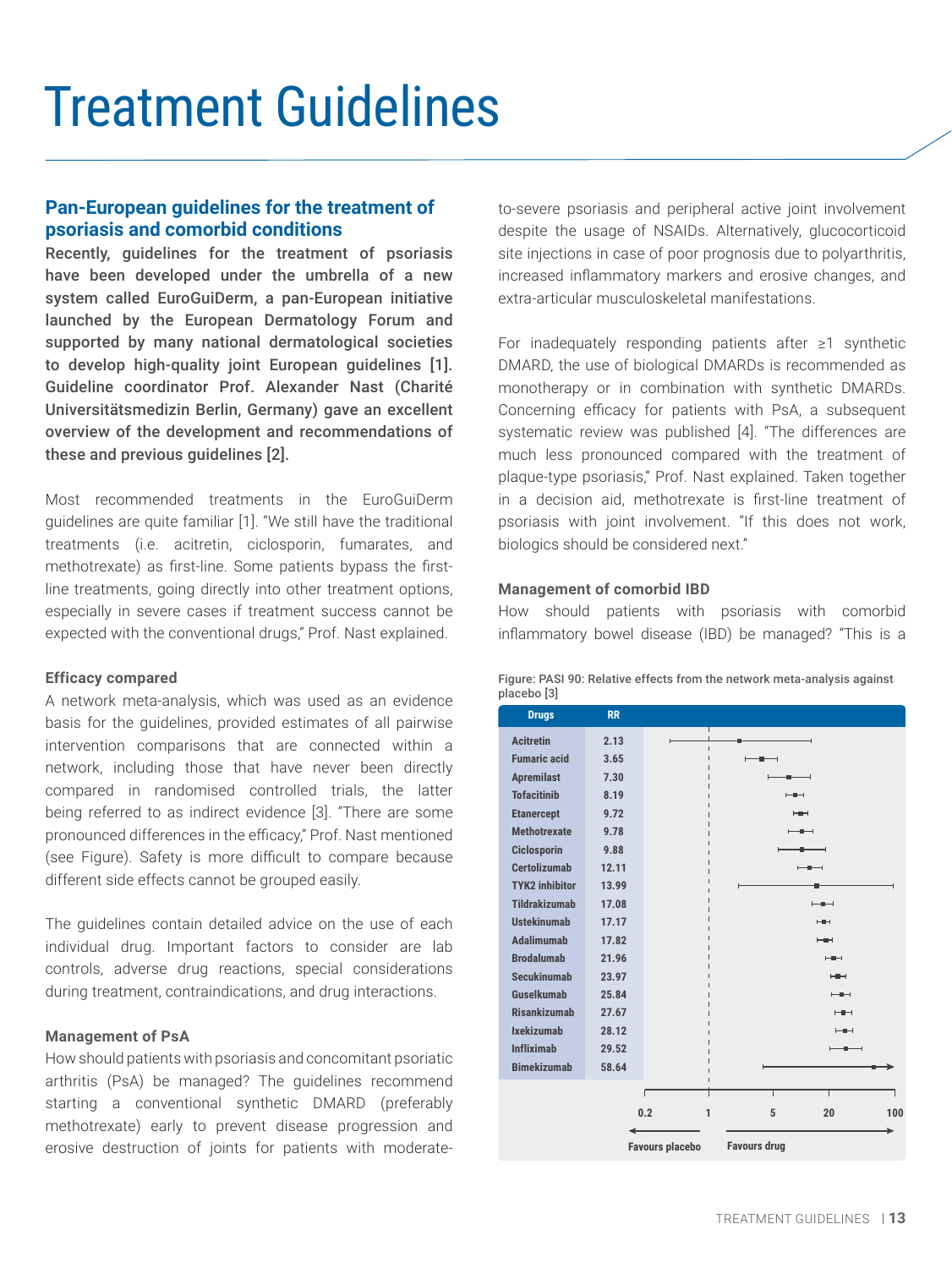# Treatment Guidelines

## Pan-European guidelines for the treatment of psoriasis and comorbid conditions

**Recently, guidelines for the treatment of psoriasis have been developed under the umbrella of a new system called EuroGuiDerm, a pan-European initiative launched by the European Dermatology Forum and supported by many national dermatological societies to develop high-quality joint European guidelines [1]. Guideline coordinator Prof. Alexander Nast (Charité Universitätsmedizin Berlin, Germany) gave an excellent overview of the development and recommendations of these and previous guidelines [2].**

Most recommended treatments in the EuroGuiDerm guidelines are quite familiar [1]. "We still have the traditional treatments (i.e. acitretin, ciclosporin, fumarates, and methotrexate) as first-line. Some patients bypass the first-line treatments, going directly into other treatment options, especially in severe cases if treatment success cannot be expected with the conventional drugs," Prof. Nast explained.

### Efficacy compared

A network meta-analysis, which was used as an evidence basis for the guidelines, provided estimates of all pairwise intervention comparisons that are connected within a network, including those that have never been directly compared in randomised controlled trials, the latter being referred to as indirect evidence [3]. "There are some pronounced differences in the efficacy," Prof. Nast mentioned (see Figure). Safety is more difficult to compare because different side effects cannot be grouped easily.

The guidelines contain detailed advice on the use of each individual drug. Important factors to consider are lab controls, adverse drug reactions, special considerations during treatment, contraindications, and drug interactions.

### Management of PsA

How should patients with psoriasis and concomitant psoriatic arthritis (PsA) be managed? The guidelines recommend starting a conventional synthetic DMARD (preferably methotrexate) early to prevent disease progression and erosive destruction of joints for patients with moderate-to-severe psoriasis and peripheral active joint involvement despite the usage of NSAIDs. Alternatively, glucocorticoid site injections in case of poor prognosis due to polyarthritis, increased inflammatory markers and erosive changes, and extra-articular musculoskeletal manifestations.

For inadequately responding patients after ≥1 synthetic DMARD, the use of biological DMARDs is recommended as monotherapy or in combination with synthetic DMARDs. Concerning efficacy for patients with PsA, a subsequent systematic review was published [4]. "The differences are much less pronounced compared with the treatment of plaque-type psoriasis," Prof. Nast explained. Taken together in a decision aid, methotrexate is first-line treatment of psoriasis with joint involvement. "If this does not work, biologics should be considered next."

### Management of comorbid IBD

How should patients with psoriasis with comorbid inflammatory bowel disease (IBD) be managed? "This is a

Figure: PASI 90: Relative effects from the network meta-analysis against placebo [3]

| Drugs | RR |
|---|---|
| Acitretin | 2.13 |
| Fumaric acid | 3.65 |
| Apremilast | 7.30 |
| Tofacitinib | 8.19 |
| Etanercept | 9.72 |
| Methotrexate | 9.78 |
| Ciclosporin | 9.88 |
| Certolizumab | 12.11 |
| TYK2 inhibitor | 13.99 |
| Tildrakizumab | 17.08 |
| Ustekinumab | 17.17 |
| Adalimumab | 17.82 |
| Brodalumab | 21.96 |
| Secukinumab | 23.97 |
| Guselkumab | 25.84 |
| Risankizumab | 27.67 |
| Ixekizumab | 28.12 |
| Infliximab | 29.52 |
| Bimekizumab | 58.64 |

Axis: 0.2, 1, 5, 20, 100 — Favours placebo / Favours drug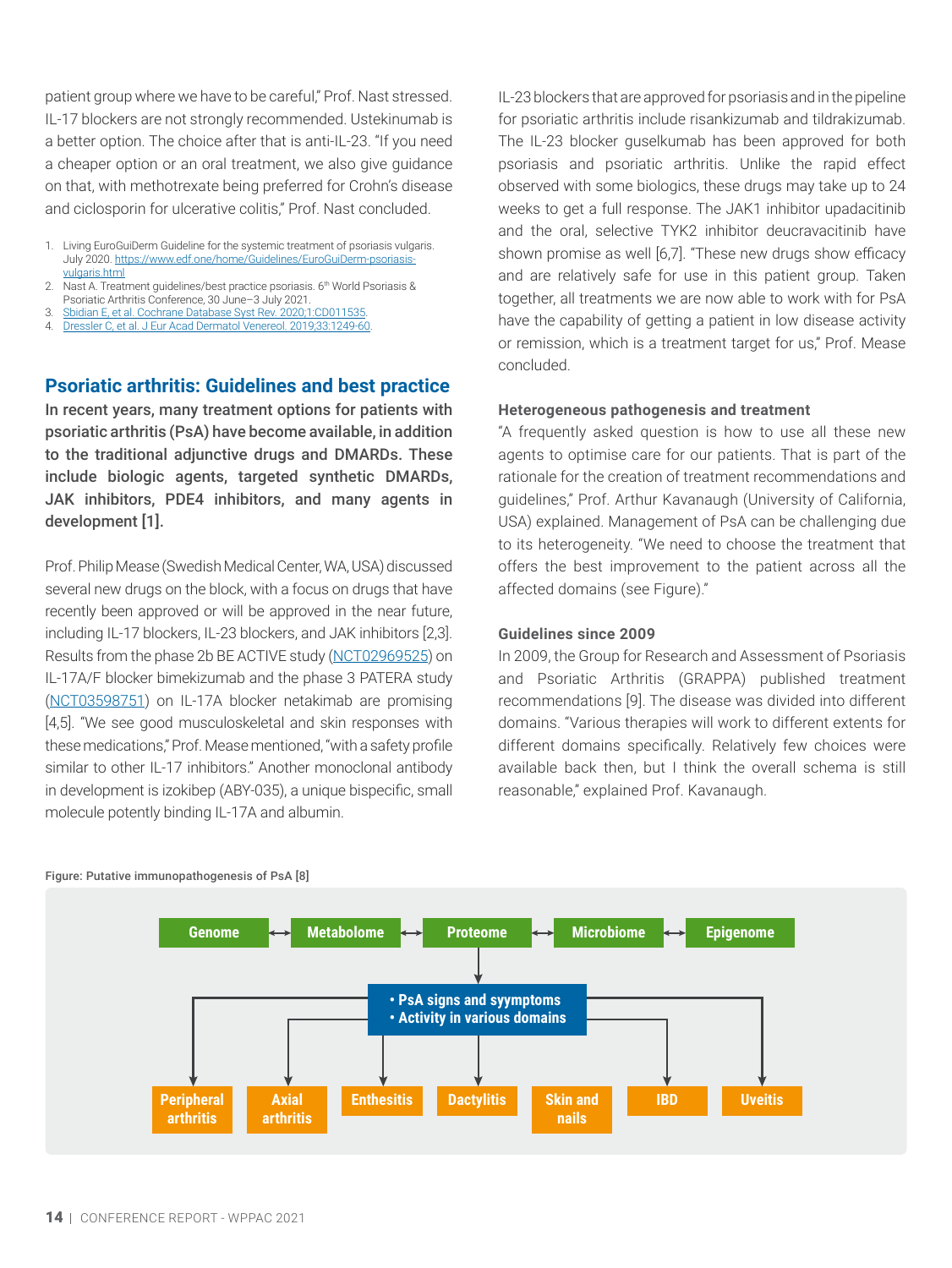patient group where we have to be careful," Prof. Nast stressed. IL-17 blockers are not strongly recommended. Ustekinumab is a better option. The choice after that is anti-IL-23. "If you need a cheaper option or an oral treatment, we also give guidance on that, with methotrexate being preferred for Crohn's disease and ciclosporin for ulcerative colitis," Prof. Nast concluded.

1. Living EuroGuiDerm Guideline for the systemic treatment of psoriasis vulgaris. July 2020. https://www.edf.one/home/Guidelines/EuroGuiDerm-psoriasis-vulgaris.html
2. Nast A. Treatment guidelines/best practice psoriasis. 6th World Psoriasis & Psoriatic Arthritis Conference, 30 June–3 July 2021.
3. Sbidian E, et al. Cochrane Database Syst Rev. 2020;1:CD011535.
4. Dressler C, et al. J Eur Acad Dermatol Venereol. 2019;33:1249-60.

## Psoriatic arthritis: Guidelines and best practice

**In recent years, many treatment options for patients with psoriatic arthritis (PsA) have become available, in addition to the traditional adjunctive drugs and DMARDs. These include biologic agents, targeted synthetic DMARDs, JAK inhibitors, PDE4 inhibitors, and many agents in development [1].**

Prof. Philip Mease (Swedish Medical Center, WA, USA) discussed several new drugs on the block, with a focus on drugs that have recently been approved or will be approved in the near future, including IL-17 blockers, IL-23 blockers, and JAK inhibitors [2,3]. Results from the phase 2b BE ACTIVE study (NCT02969525) on IL-17A/F blocker bimekizumab and the phase 3 PATERA study (NCT03598751) on IL-17A blocker netakimab are promising [4,5]. "We see good musculoskeletal and skin responses with these medications," Prof. Mease mentioned, "with a safety profile similar to other IL-17 inhibitors." Another monoclonal antibody in development is izokibep (ABY-035), a unique bispecific, small molecule potently binding IL-17A and albumin.

IL-23 blockers that are approved for psoriasis and in the pipeline for psoriatic arthritis include risankizumab and tildrakizumab. The IL-23 blocker guselkumab has been approved for both psoriasis and psoriatic arthritis. Unlike the rapid effect observed with some biologics, these drugs may take up to 24 weeks to get a full response. The JAK1 inhibitor upadacitinib and the oral, selective TYK2 inhibitor deucravacitinib have shown promise as well [6,7]. "These new drugs show efficacy and are relatively safe for use in this patient group. Taken together, all treatments we are now able to work with for PsA have the capability of getting a patient in low disease activity or remission, which is a treatment target for us," Prof. Mease concluded.

### Heterogeneous pathogenesis and treatment

"A frequently asked question is how to use all these new agents to optimise care for our patients. That is part of the rationale for the creation of treatment recommendations and guidelines," Prof. Arthur Kavanaugh (University of California, USA) explained. Management of PsA can be challenging due to its heterogeneity. "We need to choose the treatment that offers the best improvement to the patient across all the affected domains (see Figure)."

### Guidelines since 2009

In 2009, the Group for Research and Assessment of Psoriasis and Psoriatic Arthritis (GRAPPA) published treatment recommendations [9]. The disease was divided into different domains. "Various therapies will work to different extents for different domains specifically. Relatively few choices were available back then, but I think the overall schema is still reasonable," explained Prof. Kavanaugh.

Figure: Putative immunopathogenesis of PsA [8]

Genome ↔ Metabolome ↔ Proteome ↔ Microbiome ↔ Epigenome

- PsA signs and syymptoms
- Activity in various domains

Peripheral arthritis | Axial arthritis | Enthesitis | Dactylitis | Skin and nails | IBD | Uveitis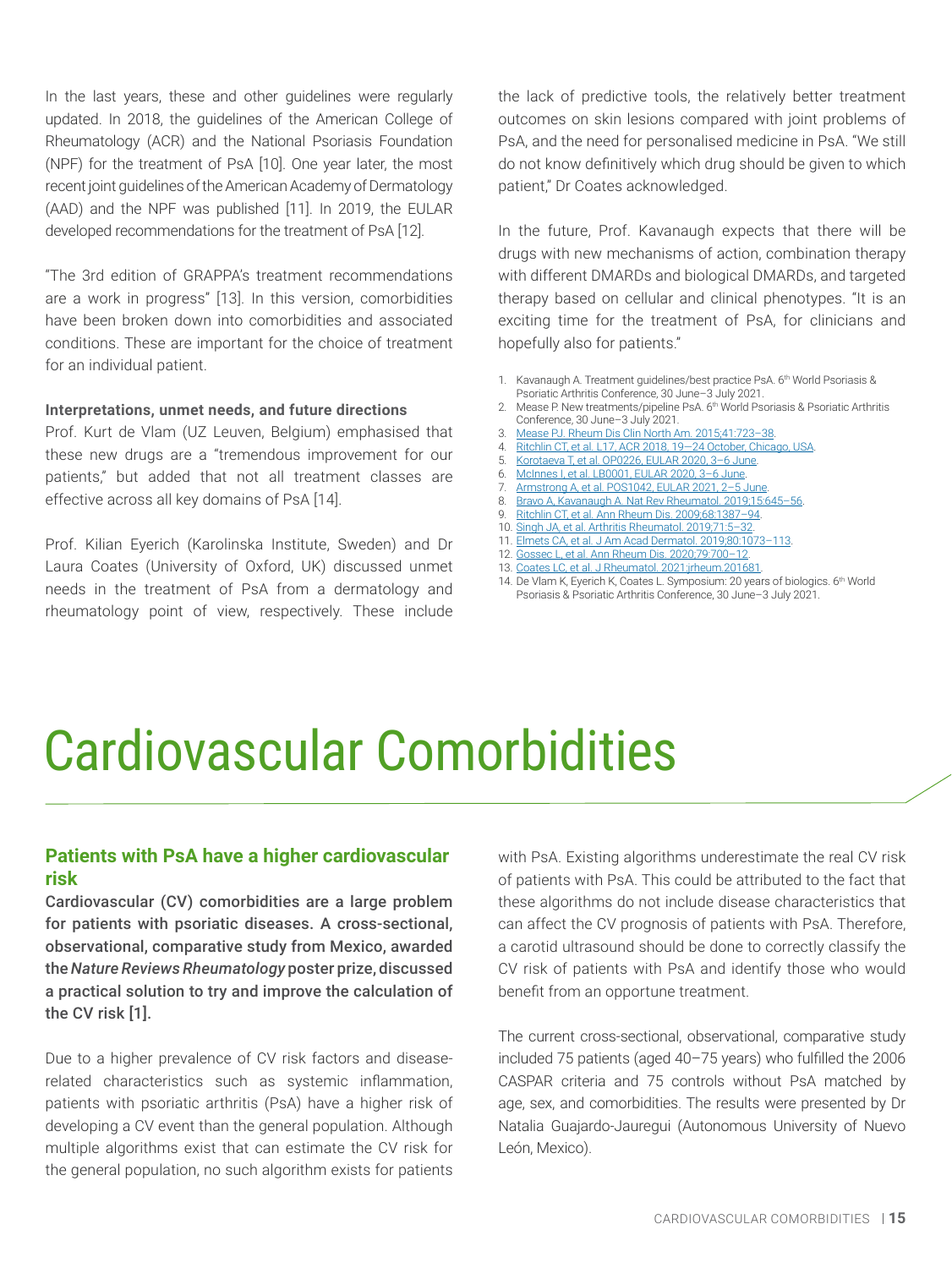In the last years, these and other guidelines were regularly updated. In 2018, the guidelines of the American College of Rheumatology (ACR) and the National Psoriasis Foundation (NPF) for the treatment of PsA [10]. One year later, the most recent joint guidelines of the American Academy of Dermatology (AAD) and the NPF was published [11]. In 2019, the EULAR developed recommendations for the treatment of PsA [12].

"The 3rd edition of GRAPPA's treatment recommendations are a work in progress" [13]. In this version, comorbidities have been broken down into comorbidities and associated conditions. These are important for the choice of treatment for an individual patient.

**Interpretations, unmet needs, and future directions**

Prof. Kurt de Vlam (UZ Leuven, Belgium) emphasised that these new drugs are a "tremendous improvement for our patients," but added that not all treatment classes are effective across all key domains of PsA [14].

Prof. Kilian Eyerich (Karolinska Institute, Sweden) and Dr Laura Coates (University of Oxford, UK) discussed unmet needs in the treatment of PsA from a dermatology and rheumatology point of view, respectively. These include the lack of predictive tools, the relatively better treatment outcomes on skin lesions compared with joint problems of PsA, and the need for personalised medicine in PsA. "We still do not know definitively which drug should be given to which patient," Dr Coates acknowledged.

In the future, Prof. Kavanaugh expects that there will be drugs with new mechanisms of action, combination therapy with different DMARDs and biological DMARDs, and targeted therapy based on cellular and clinical phenotypes. "It is an exciting time for the treatment of PsA, for clinicians and hopefully also for patients."

1. Kavanaugh A. Treatment guidelines/best practice PsA. 6th World Psoriasis & Psoriatic Arthritis Conference, 30 June–3 July 2021.
2. Mease P. New treatments/pipeline PsA. 6th World Psoriasis & Psoriatic Arthritis Conference, 30 June–3 July 2021.
3. Mease PJ. Rheum Dis Clin North Am. 2015;41:723–38.
4. Ritchlin CT, et al. L17, ACR 2018, 19—24 October, Chicago, USA.
5. Korotaeva T, et al. OP0226, EULAR 2020, 3–6 June.
6. McInnes I, et al. LB0001, EULAR 2020, 3–6 June.
7. Armstrong A, et al. POS1042, EULAR 2021, 2–5 June.
8. Bravo A, Kavanaugh A. Nat Rev Rheumatol. 2019;15:645–56.
9. Ritchlin CT, et al. Ann Rheum Dis. 2009;68:1387–94.
10. Singh JA, et al. Arthritis Rheumatol. 2019;71:5–32.
11. Elmets CA, et al. J Am Acad Dermatol. 2019;80:1073–113.
12. Gossec L, et al. Ann Rheum Dis. 2020;79:700–12.
13. Coates LC, et al. J Rheumatol. 2021;jrheum.201681.
14. De Vlam K, Eyerich K, Coates L. Symposium: 20 years of biologics. 6th World Psoriasis & Psoriatic Arthritis Conference, 30 June–3 July 2021.

# Cardiovascular Comorbidities

## Patients with PsA have a higher cardiovascular risk

**Cardiovascular (CV) comorbidities are a large problem for patients with psoriatic diseases. A cross-sectional, observational, comparative study from Mexico, awarded the *Nature Reviews Rheumatology* poster prize, discussed a practical solution to try and improve the calculation of the CV risk [1].**

Due to a higher prevalence of CV risk factors and disease-related characteristics such as systemic inflammation, patients with psoriatic arthritis (PsA) have a higher risk of developing a CV event than the general population. Although multiple algorithms exist that can estimate the CV risk for the general population, no such algorithm exists for patients with PsA. Existing algorithms underestimate the real CV risk of patients with PsA. This could be attributed to the fact that these algorithms do not include disease characteristics that can affect the CV prognosis of patients with PsA. Therefore, a carotid ultrasound should be done to correctly classify the CV risk of patients with PsA and identify those who would benefit from an opportune treatment.

The current cross-sectional, observational, comparative study included 75 patients (aged 40–75 years) who fulfilled the 2006 CASPAR criteria and 75 controls without PsA matched by age, sex, and comorbidities. The results were presented by Dr Natalia Guajardo-Jauregui (Autonomous University of Nuevo León, Mexico).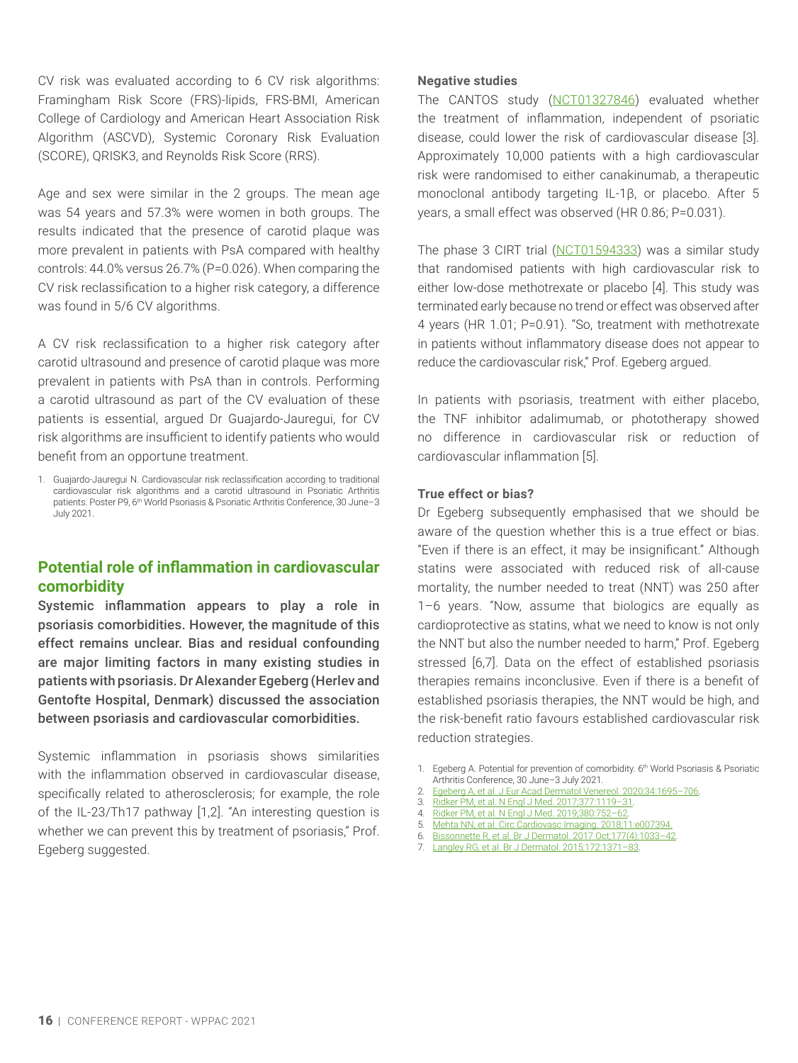CV risk was evaluated according to 6 CV risk algorithms: Framingham Risk Score (FRS)-lipids, FRS-BMI, American College of Cardiology and American Heart Association Risk Algorithm (ASCVD), Systemic Coronary Risk Evaluation (SCORE), QRISK3, and Reynolds Risk Score (RRS).

Age and sex were similar in the 2 groups. The mean age was 54 years and 57.3% were women in both groups. The results indicated that the presence of carotid plaque was more prevalent in patients with PsA compared with healthy controls: 44.0% versus 26.7% (P=0.026). When comparing the CV risk reclassification to a higher risk category, a difference was found in 5/6 CV algorithms.

A CV risk reclassification to a higher risk category after carotid ultrasound and presence of carotid plaque was more prevalent in patients with PsA than in controls. Performing a carotid ultrasound as part of the CV evaluation of these patients is essential, argued Dr Guajardo-Jauregui, for CV risk algorithms are insufficient to identify patients who would benefit from an opportune treatment.

1. Guajardo-Jauregui N. Cardiovascular risk reclassification according to traditional cardiovascular risk algorithms and a carotid ultrasound in Psoriatic Arthritis patients. Poster P9, 6th World Psoriasis & Psoriatic Arthritis Conference, 30 June–3 July 2021.

## Potential role of inflammation in cardiovascular comorbidity

**Systemic inflammation appears to play a role in psoriasis comorbidities. However, the magnitude of this effect remains unclear. Bias and residual confounding are major limiting factors in many existing studies in patients with psoriasis. Dr Alexander Egeberg (Herlev and Gentofte Hospital, Denmark) discussed the association between psoriasis and cardiovascular comorbidities.**

Systemic inflammation in psoriasis shows similarities with the inflammation observed in cardiovascular disease, specifically related to atherosclerosis; for example, the role of the IL-23/Th17 pathway [1,2]. "An interesting question is whether we can prevent this by treatment of psoriasis," Prof. Egeberg suggested.

**Negative studies**

The CANTOS study (NCT01327846) evaluated whether the treatment of inflammation, independent of psoriatic disease, could lower the risk of cardiovascular disease [3]. Approximately 10,000 patients with a high cardiovascular risk were randomised to either canakinumab, a therapeutic monoclonal antibody targeting IL-1β, or placebo. After 5 years, a small effect was observed (HR 0.86; P=0.031).

The phase 3 CIRT trial (NCT01594333) was a similar study that randomised patients with high cardiovascular risk to either low-dose methotrexate or placebo [4]. This study was terminated early because no trend or effect was observed after 4 years (HR 1.01; P=0.91). "So, treatment with methotrexate in patients without inflammatory disease does not appear to reduce the cardiovascular risk," Prof. Egeberg argued.

In patients with psoriasis, treatment with either placebo, the TNF inhibitor adalimumab, or phototherapy showed no difference in cardiovascular risk or reduction of cardiovascular inflammation [5].

**True effect or bias?**

Dr Egeberg subsequently emphasised that we should be aware of the question whether this is a true effect or bias. "Even if there is an effect, it may be insignificant." Although statins were associated with reduced risk of all-cause mortality, the number needed to treat (NNT) was 250 after 1–6 years. "Now, assume that biologics are equally as cardioprotective as statins, what we need to know is not only the NNT but also the number needed to harm," Prof. Egeberg stressed [6,7]. Data on the effect of established psoriasis therapies remains inconclusive. Even if there is a benefit of established psoriasis therapies, the NNT would be high, and the risk-benefit ratio favours established cardiovascular risk reduction strategies.

1. Egeberg A. Potential for prevention of comorbidity. 6th World Psoriasis & Psoriatic Arthritis Conference, 30 June–3 July 2021.
2. Egeberg A, et al. J Eur Acad Dermatol Venereol. 2020;34:1695–706.
3. Ridker PM, et al. N Engl J Med. 2017;377:1119–31.
4. Ridker PM, et al. N Engl J Med. 2019;380:752–62.
5. Mehta NN, et al. Circ Cardiovasc Imaging. 2018;11:e007394.
6. Bissonnette R, et al. Br J Dermatol. 2017 Oct;177(4):1033–42.
7. Langley RG, et al. Br J Dermatol. 2015;172:1371–83.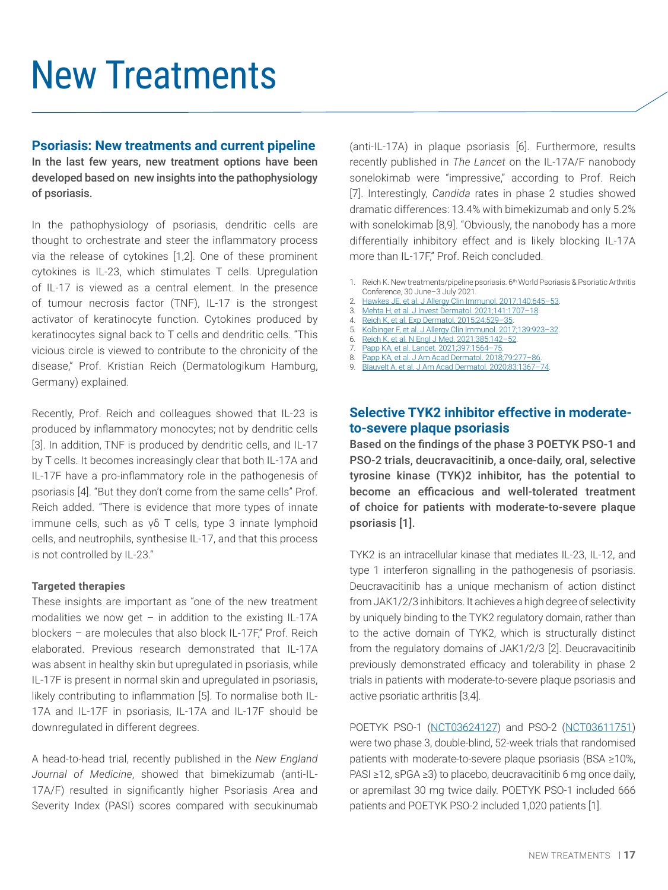# New Treatments

## Psoriasis: New treatments and current pipeline

**In the last few years, new treatment options have been developed based on new insights into the pathophysiology of psoriasis.**

In the pathophysiology of psoriasis, dendritic cells are thought to orchestrate and steer the inflammatory process via the release of cytokines [1,2]. One of these prominent cytokines is IL-23, which stimulates T cells. Upregulation of IL-17 is viewed as a central element. In the presence of tumour necrosis factor (TNF), IL-17 is the strongest activator of keratinocyte function. Cytokines produced by keratinocytes signal back to T cells and dendritic cells. "This vicious circle is viewed to contribute to the chronicity of the disease," Prof. Kristian Reich (Dermatologikum Hamburg, Germany) explained.

Recently, Prof. Reich and colleagues showed that IL-23 is produced by inflammatory monocytes; not by dendritic cells [3]. In addition, TNF is produced by dendritic cells, and IL-17 by T cells. It becomes increasingly clear that both IL-17A and IL-17F have a pro-inflammatory role in the pathogenesis of psoriasis [4]. "But they don't come from the same cells" Prof. Reich added. "There is evidence that more types of innate immune cells, such as γδ T cells, type 3 innate lymphoid cells, and neutrophils, synthesise IL-17, and that this process is not controlled by IL-23."

**Targeted therapies**

These insights are important as "one of the new treatment modalities we now get – in addition to the existing IL-17A blockers – are molecules that also block IL-17F," Prof. Reich elaborated. Previous research demonstrated that IL-17A was absent in healthy skin but upregulated in psoriasis, while IL-17F is present in normal skin and upregulated in psoriasis, likely contributing to inflammation [5]. To normalise both IL-17A and IL-17F in psoriasis, IL-17A and IL-17F should be downregulated in different degrees.

A head-to-head trial, recently published in the *New England Journal of Medicine*, showed that bimekizumab (anti-IL-17A/F) resulted in significantly higher Psoriasis Area and Severity Index (PASI) scores compared with secukinumab (anti-IL-17A) in plaque psoriasis [6]. Furthermore, results recently published in *The Lancet* on the IL-17A/F nanobody sonelokimab were "impressive," according to Prof. Reich [7]. Interestingly, *Candida* rates in phase 2 studies showed dramatic differences: 13.4% with bimekizumab and only 5.2% with sonelokimab [8,9]. "Obviously, the nanobody has a more differentially inhibitory effect and is likely blocking IL-17A more than IL-17F," Prof. Reich concluded.

1. Reich K. New treatments/pipeline psoriasis. 6th World Psoriasis & Psoriatic Arthritis Conference, 30 June–3 July 2021.
2. Hawkes JE, et al. J Allergy Clin Immunol. 2017;140:645–53.
3. Mehta H, et al. J Invest Dermatol. 2021;141:1707–18.
4. Reich K, et al. Exp Dermatol. 2015;24:529–35.
5. Kolbinger F, et al. J Allergy Clin Immunol. 2017;139:923–32.
6. Reich K, et al. N Engl J Med. 2021;385:142–52.
7. Papp KA, et al. Lancet. 2021;397:1564–75.
8. Papp KA, et al. J Am Acad Dermatol. 2018;79:277–86.
9. Blauvelt A, et al. J Am Acad Dermatol. 2020;83:1367–74.

## Selective TYK2 inhibitor effective in moderate-to-severe plaque psoriasis

**Based on the findings of the phase 3 POETYK PSO-1 and PSO-2 trials, deucravacitinib, a once-daily, oral, selective tyrosine kinase (TYK)2 inhibitor, has the potential to become an efficacious and well-tolerated treatment of choice for patients with moderate-to-severe plaque psoriasis [1].**

TYK2 is an intracellular kinase that mediates IL-23, IL-12, and type 1 interferon signalling in the pathogenesis of psoriasis. Deucravacitinib has a unique mechanism of action distinct from JAK1/2/3 inhibitors. It achieves a high degree of selectivity by uniquely binding to the TYK2 regulatory domain, rather than to the active domain of TYK2, which is structurally distinct from the regulatory domains of JAK1/2/3 [2]. Deucravacitinib previously demonstrated efficacy and tolerability in phase 2 trials in patients with moderate-to-severe plaque psoriasis and active psoriatic arthritis [3,4].

POETYK PSO-1 (NCT03624127) and PSO-2 (NCT03611751) were two phase 3, double-blind, 52-week trials that randomised patients with moderate-to-severe plaque psoriasis (BSA ≥10%, PASI ≥12, sPGA ≥3) to placebo, deucravacitinib 6 mg once daily, or apremilast 30 mg twice daily. POETYK PSO-1 included 666 patients and POETYK PSO-2 included 1,020 patients [1].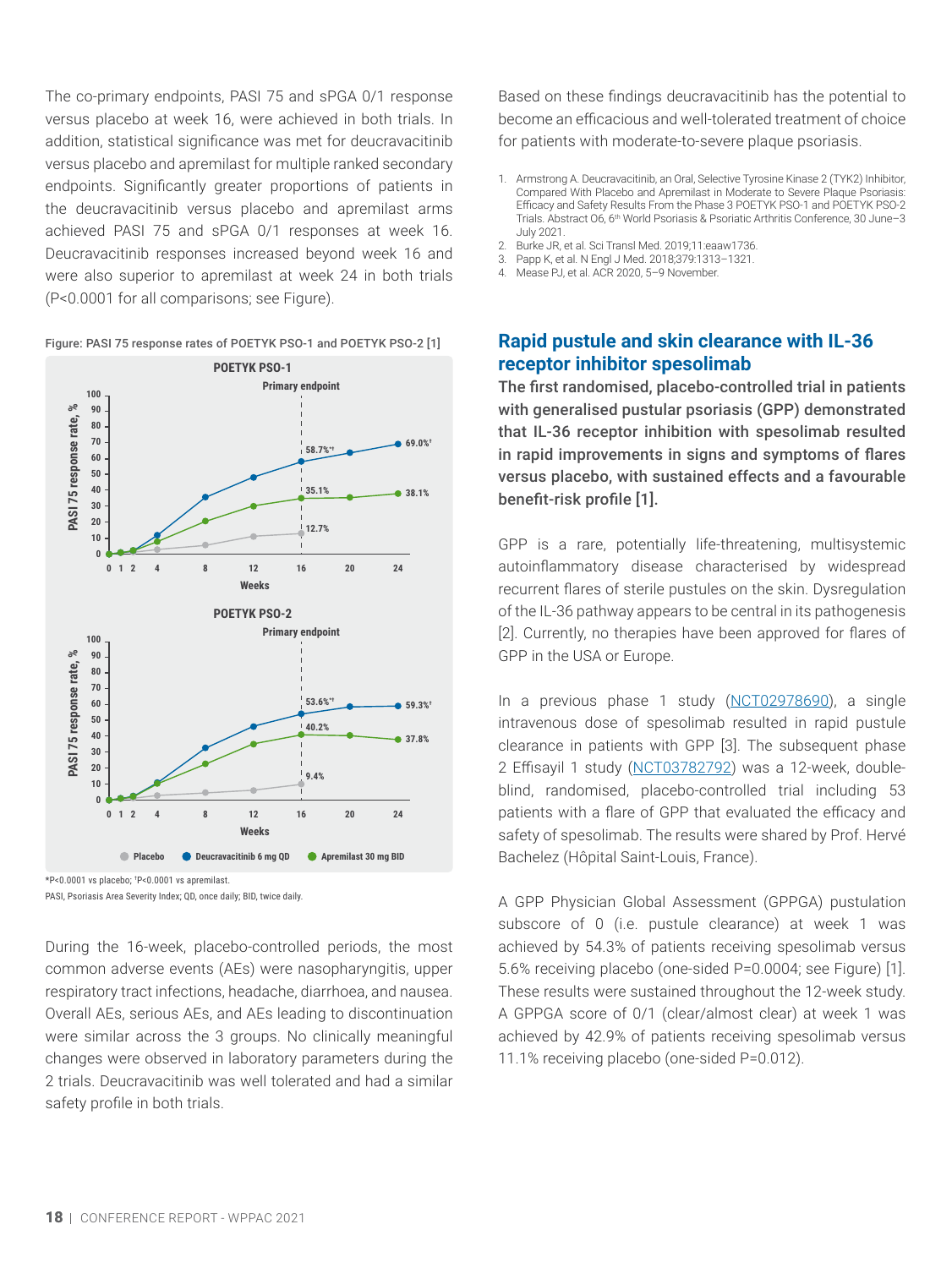The co-primary endpoints, PASI 75 and sPGA 0/1 response versus placebo at week 16, were achieved in both trials. In addition, statistical significance was met for deucravacitinib versus placebo and apremilast for multiple ranked secondary endpoints. Significantly greater proportions of patients in the deucravacitinib versus placebo and apremilast arms achieved PASI 75 and sPGA 0/1 responses at week 16. Deucravacitinib responses increased beyond week 16 and were also superior to apremilast at week 24 in both trials (P<0.0001 for all comparisons; see Figure).

Figure: PASI 75 response rates of POETYK PSO-1 and POETYK PSO-2 [1]

*P<0.0001 vs placebo; †P<0.0001 vs apremilast.
PASI, Psoriasis Area Severity Index; QD, once daily; BID, twice daily.

During the 16-week, placebo-controlled periods, the most common adverse events (AEs) were nasopharyngitis, upper respiratory tract infections, headache, diarrhoea, and nausea. Overall AEs, serious AEs, and AEs leading to discontinuation were similar across the 3 groups. No clinically meaningful changes were observed in laboratory parameters during the 2 trials. Deucravacitinib was well tolerated and had a similar safety profile in both trials.

Based on these findings deucravacitinib has the potential to become an efficacious and well-tolerated treatment of choice for patients with moderate-to-severe plaque psoriasis.

1. Armstrong A. Deucravacitinib, an Oral, Selective Tyrosine Kinase 2 (TYK2) Inhibitor, Compared With Placebo and Apremilast in Moderate to Severe Plaque Psoriasis: Efficacy and Safety Results From the Phase 3 POETYK PSO-1 and POETYK PSO-2 Trials. Abstract O6, 6th World Psoriasis & Psoriatic Arthritis Conference, 30 June–3 July 2021.
2. Burke JR, et al. Sci Transl Med. 2019;11:eaaw1736.
3. Papp K, et al. N Engl J Med. 2018;379:1313–1321.
4. Mease PJ, et al. ACR 2020, 5–9 November.

## Rapid pustule and skin clearance with IL-36 receptor inhibitor spesolimab

**The first randomised, placebo-controlled trial in patients with generalised pustular psoriasis (GPP) demonstrated that IL-36 receptor inhibition with spesolimab resulted in rapid improvements in signs and symptoms of flares versus placebo, with sustained effects and a favourable benefit-risk profile [1].**

GPP is a rare, potentially life-threatening, multisystemic autoinflammatory disease characterised by widespread recurrent flares of sterile pustules on the skin. Dysregulation of the IL-36 pathway appears to be central in its pathogenesis [2]. Currently, no therapies have been approved for flares of GPP in the USA or Europe.

In a previous phase 1 study (NCT02978690), a single intravenous dose of spesolimab resulted in rapid pustule clearance in patients with GPP [3]. The subsequent phase 2 Effisayil 1 study (NCT03782792) was a 12-week, double-blind, randomised, placebo-controlled trial including 53 patients with a flare of GPP that evaluated the efficacy and safety of spesolimab. The results were shared by Prof. Hervé Bachelez (Hôpital Saint-Louis, France).

A GPP Physician Global Assessment (GPPGA) pustulation subscore of 0 (i.e. pustule clearance) at week 1 was achieved by 54.3% of patients receiving spesolimab versus 5.6% receiving placebo (one-sided P=0.0004; see Figure) [1]. These results were sustained throughout the 12-week study. A GPPGA score of 0/1 (clear/almost clear) at week 1 was achieved by 42.9% of patients receiving spesolimab versus 11.1% receiving placebo (one-sided P=0.012).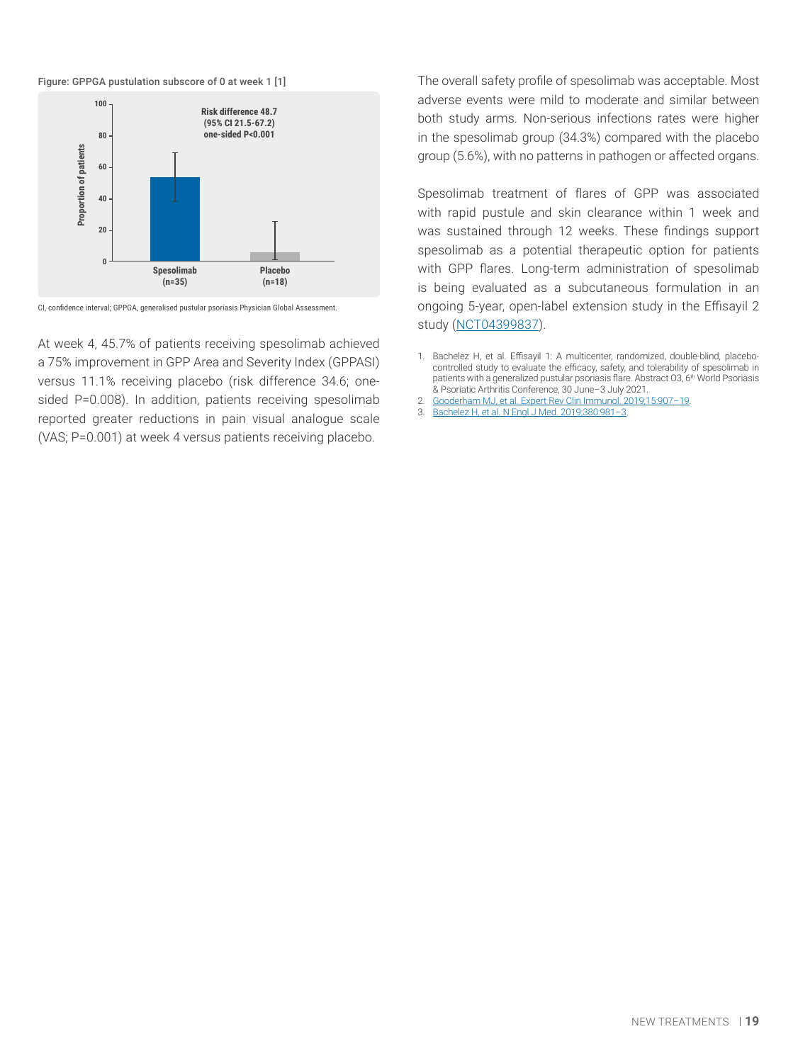Figure: GPPGA pustulation subscore of 0 at week 1 [1]

Risk difference 48.7
(95% CI 21.5-67.2)
one-sided P<0.001

Proportion of patients

100
80
60
40
20
0

Spesolimab
(n=35)

Placebo
(n=18)

CI, confidence interval; GPPGA, generalised pustular psoriasis Physician Global Assessment.

At week 4, 45.7% of patients receiving spesolimab achieved a 75% improvement in GPP Area and Severity Index (GPPASI) versus 11.1% receiving placebo (risk difference 34.6; one-sided P=0.008). In addition, patients receiving spesolimab reported greater reductions in pain visual analogue scale (VAS; P=0.001) at week 4 versus patients receiving placebo.

The overall safety profile of spesolimab was acceptable. Most adverse events were mild to moderate and similar between both study arms. Non-serious infections rates were higher in the spesolimab group (34.3%) compared with the placebo group (5.6%), with no patterns in pathogen or affected organs.

Spesolimab treatment of flares of GPP was associated with rapid pustule and skin clearance within 1 week and was sustained through 12 weeks. These findings support spesolimab as a potential therapeutic option for patients with GPP flares. Long-term administration of spesolimab is being evaluated as a subcutaneous formulation in an ongoing 5-year, open-label extension study in the Effisayil 2 study (NCT04399837).

1. Bachelez H, et al. Effisayil 1: A multicenter, randomized, double-blind, placebo-controlled study to evaluate the efficacy, safety, and tolerability of spesolimab in patients with a generalized pustular psoriasis flare. Abstract O3, 6th World Psoriasis & Psoriatic Arthritis Conference, 30 June–3 July 2021.
2. Gooderham MJ, et al. Expert Rev Clin Immunol. 2019;15:907–19.
3. Bachelez H, et al. N Engl J Med. 2019;380:981–3.